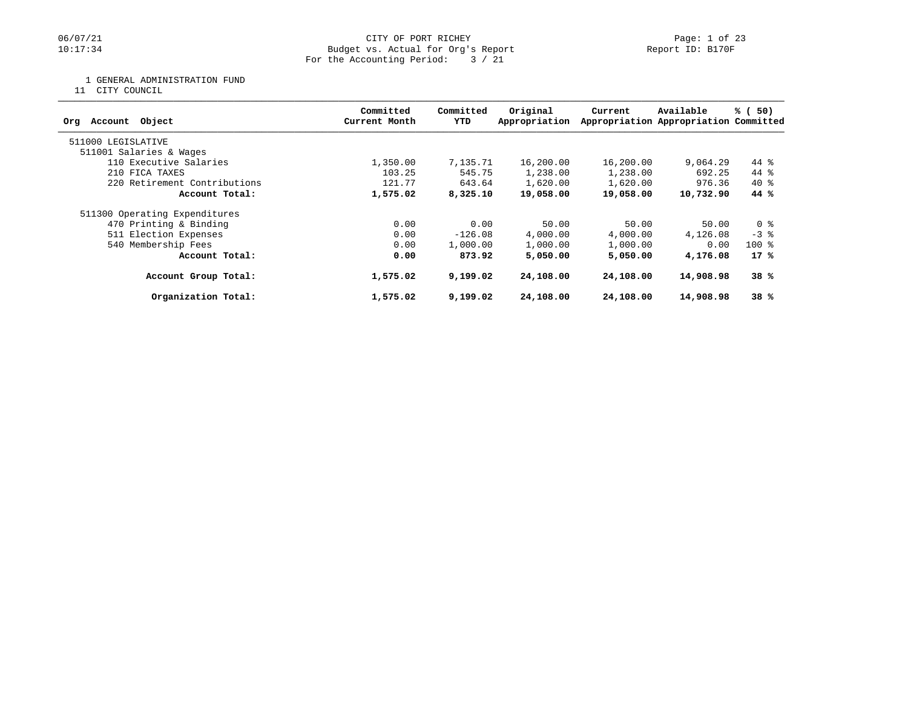06/07/21
10:17:34

# CITY OF PORT RICHEY

## Budget vs. Actual for Org's Report

For the Accounting Period: 3 / 21

Report ID: B170F

1 GENERAL ADMINISTRATION FUND

11 CITY COUNCIL

| Org Account Object | Committed Current Month | Committed YTD | Original Appropriation | Current Appropriation | Available Appropriation | % ( 50) Committed |
|---|---|---|---|---|---|---|
| 511000 LEGISLATIVE | | | | | | |
| 511001 Salaries & Wages | | | | | | |
| 110 Executive Salaries | 1,350.00 | 7,135.71 | 16,200.00 | 16,200.00 | 9,064.29 | 44 % |
| 210 FICA TAXES | 103.25 | 545.75 | 1,238.00 | 1,238.00 | 692.25 | 44 % |
| 220 Retirement Contributions | 121.77 | 643.64 | 1,620.00 | 1,620.00 | 976.36 | 40 % |
| **Account Total:** | **1,575.02** | **8,325.10** | **19,058.00** | **19,058.00** | **10,732.90** | **44 %** |
| 511300 Operating Expenditures | | | | | | |
| 470 Printing & Binding | 0.00 | 0.00 | 50.00 | 50.00 | 50.00 | 0 % |
| 511 Election Expenses | 0.00 | -126.08 | 4,000.00 | 4,000.00 | 4,126.08 | -3 % |
| 540 Membership Fees | 0.00 | 1,000.00 | 1,000.00 | 1,000.00 | 0.00 | 100 % |
| **Account Total:** | **0.00** | **873.92** | **5,050.00** | **5,050.00** | **4,176.08** | **17 %** |
| **Account Group Total:** | **1,575.02** | **9,199.02** | **24,108.00** | **24,108.00** | **14,908.98** | **38 %** |
| **Organization Total:** | **1,575.02** | **9,199.02** | **24,108.00** | **24,108.00** | **14,908.98** | **38 %** |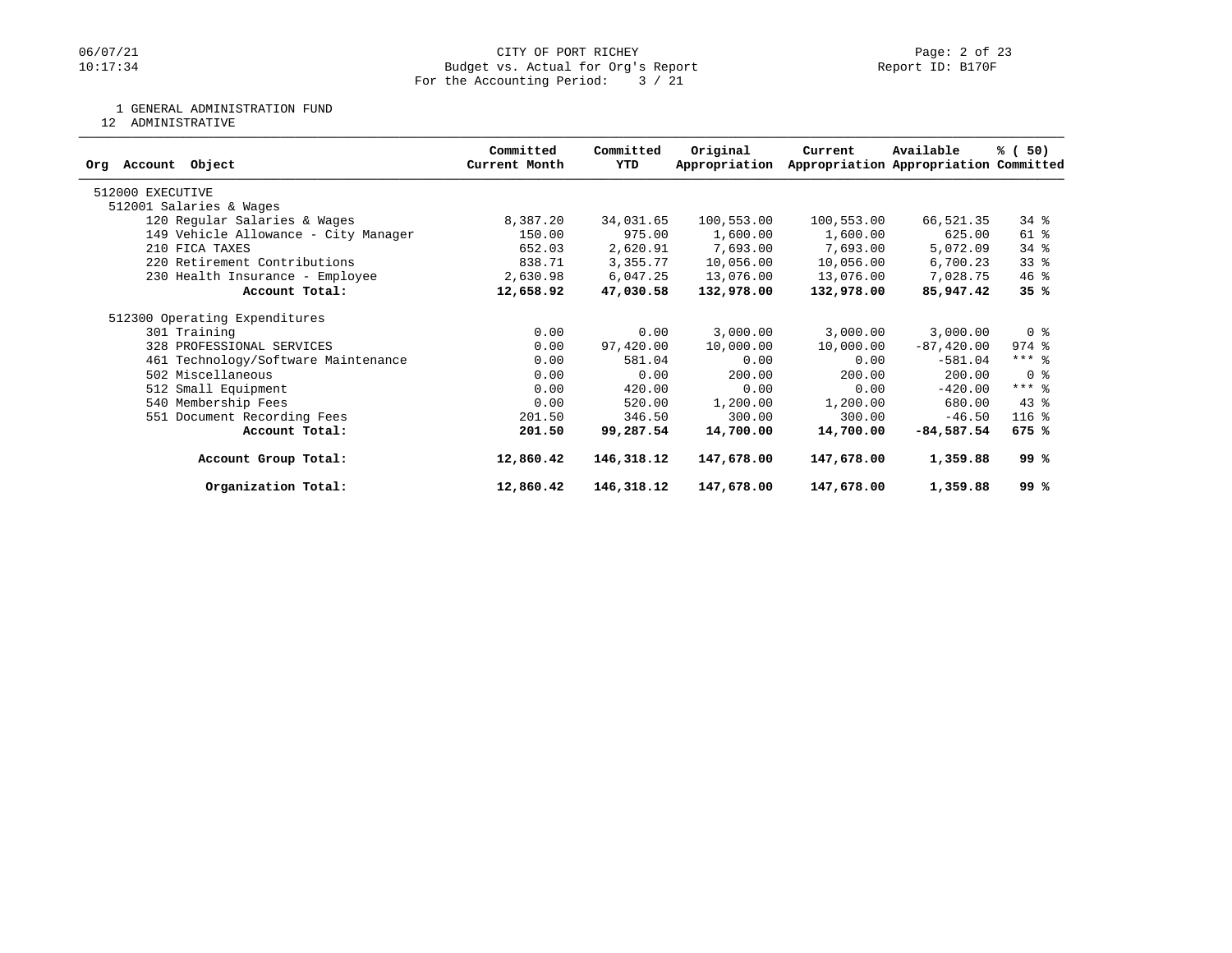CITY OF PORT RICHEY
Budget vs. Actual for Org's Report
For the Accounting Period: 3 / 21

06/07/21
10:17:34

Report ID: B170F

1 GENERAL ADMINISTRATION FUND
12 ADMINISTRATIVE

| Org Account Object | Committed Current Month | Committed YTD | Original Appropriation | Current Appropriation | Available Appropriation | % ( 50) Committed |
|---|---|---|---|---|---|---|
| 512000 EXECUTIVE | | | | | | |
| 512001 Salaries & Wages | | | | | | |
| 120 Regular Salaries & Wages | 8,387.20 | 34,031.65 | 100,553.00 | 100,553.00 | 66,521.35 | 34 % |
| 149 Vehicle Allowance - City Manager | 150.00 | 975.00 | 1,600.00 | 1,600.00 | 625.00 | 61 % |
| 210 FICA TAXES | 652.03 | 2,620.91 | 7,693.00 | 7,693.00 | 5,072.09 | 34 % |
| 220 Retirement Contributions | 838.71 | 3,355.77 | 10,056.00 | 10,056.00 | 6,700.23 | 33 % |
| 230 Health Insurance - Employee | 2,630.98 | 6,047.25 | 13,076.00 | 13,076.00 | 7,028.75 | 46 % |
| **Account Total:** | **12,658.92** | **47,030.58** | **132,978.00** | **132,978.00** | **85,947.42** | **35 %** |
| 512300 Operating Expenditures | | | | | | |
| 301 Training | 0.00 | 0.00 | 3,000.00 | 3,000.00 | 3,000.00 | 0 % |
| 328 PROFESSIONAL SERVICES | 0.00 | 97,420.00 | 10,000.00 | 10,000.00 | -87,420.00 | 974 % |
| 461 Technology/Software Maintenance | 0.00 | 581.04 | 0.00 | 0.00 | -581.04 | *** % |
| 502 Miscellaneous | 0.00 | 0.00 | 200.00 | 200.00 | 200.00 | 0 % |
| 512 Small Equipment | 0.00 | 420.00 | 0.00 | 0.00 | -420.00 | *** % |
| 540 Membership Fees | 0.00 | 520.00 | 1,200.00 | 1,200.00 | 680.00 | 43 % |
| 551 Document Recording Fees | 201.50 | 346.50 | 300.00 | 300.00 | -46.50 | 116 % |
| **Account Total:** | **201.50** | **99,287.54** | **14,700.00** | **14,700.00** | **-84,587.54** | **675 %** |
| **Account Group Total:** | **12,860.42** | **146,318.12** | **147,678.00** | **147,678.00** | **1,359.88** | **99 %** |
| **Organization Total:** | **12,860.42** | **146,318.12** | **147,678.00** | **147,678.00** | **1,359.88** | **99 %** |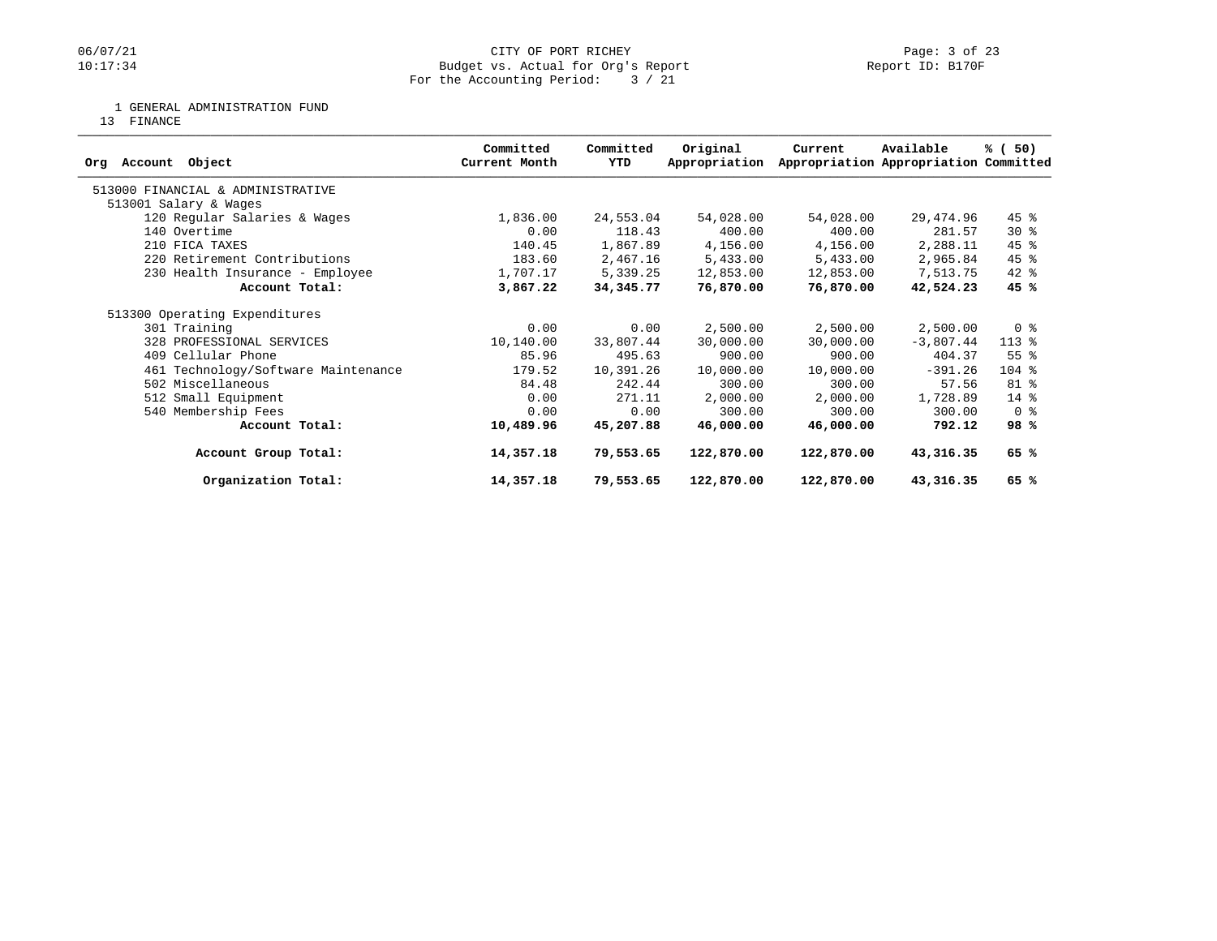CITY OF PORT RICHEY
Budget vs. Actual for Org's Report
For the Accounting Period: 3 / 21

1 GENERAL ADMINISTRATION FUND
13 FINANCE

| Org Account Object | Committed Current Month | Committed YTD | Original Appropriation | Current Appropriation | Available Appropriation | % ( 50) Committed |
|---|---|---|---|---|---|---|
| 513000 FINANCIAL & ADMINISTRATIVE | | | | | | |
| 513001 Salary & Wages | | | | | | |
| 120 Regular Salaries & Wages | 1,836.00 | 24,553.04 | 54,028.00 | 54,028.00 | 29,474.96 | 45 % |
| 140 Overtime | 0.00 | 118.43 | 400.00 | 400.00 | 281.57 | 30 % |
| 210 FICA TAXES | 140.45 | 1,867.89 | 4,156.00 | 4,156.00 | 2,288.11 | 45 % |
| 220 Retirement Contributions | 183.60 | 2,467.16 | 5,433.00 | 5,433.00 | 2,965.84 | 45 % |
| 230 Health Insurance - Employee | 1,707.17 | 5,339.25 | 12,853.00 | 12,853.00 | 7,513.75 | 42 % |
| **Account Total:** | **3,867.22** | **34,345.77** | **76,870.00** | **76,870.00** | **42,524.23** | **45 %** |
| 513300 Operating Expenditures | | | | | | |
| 301 Training | 0.00 | 0.00 | 2,500.00 | 2,500.00 | 2,500.00 | 0 % |
| 328 PROFESSIONAL SERVICES | 10,140.00 | 33,807.44 | 30,000.00 | 30,000.00 | -3,807.44 | 113 % |
| 409 Cellular Phone | 85.96 | 495.63 | 900.00 | 900.00 | 404.37 | 55 % |
| 461 Technology/Software Maintenance | 179.52 | 10,391.26 | 10,000.00 | 10,000.00 | -391.26 | 104 % |
| 502 Miscellaneous | 84.48 | 242.44 | 300.00 | 300.00 | 57.56 | 81 % |
| 512 Small Equipment | 0.00 | 271.11 | 2,000.00 | 2,000.00 | 1,728.89 | 14 % |
| 540 Membership Fees | 0.00 | 0.00 | 300.00 | 300.00 | 300.00 | 0 % |
| **Account Total:** | **10,489.96** | **45,207.88** | **46,000.00** | **46,000.00** | **792.12** | **98 %** |
| **Account Group Total:** | **14,357.18** | **79,553.65** | **122,870.00** | **122,870.00** | **43,316.35** | **65 %** |
| **Organization Total:** | **14,357.18** | **79,553.65** | **122,870.00** | **122,870.00** | **43,316.35** | **65 %** |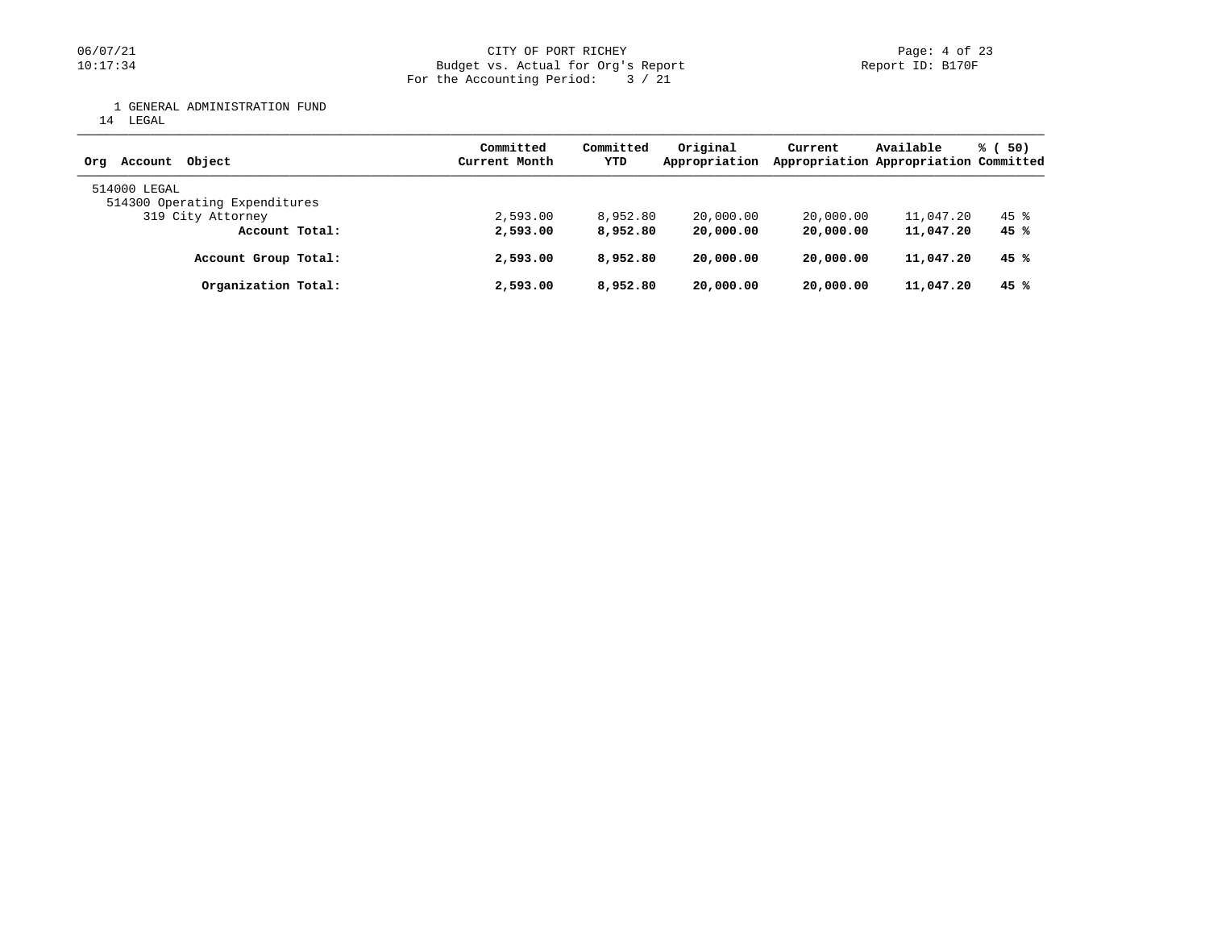CITY OF PORT RICHEY
Budget vs. Actual for Org's Report
For the Accounting Period: 3 / 21

1 GENERAL ADMINISTRATION FUND
14 LEGAL

| Org Account Object | Committed Current Month | Committed YTD | Original Appropriation | Current Appropriation | Available Appropriation | % ( 50) Committed |
|---|---|---|---|---|---|---|
| 514000 LEGAL | | | | | | |
| 514300 Operating Expenditures | | | | | | |
| 319 City Attorney | 2,593.00 | 8,952.80 | 20,000.00 | 20,000.00 | 11,047.20 | 45 % |
| **Account Total:** | **2,593.00** | **8,952.80** | **20,000.00** | **20,000.00** | **11,047.20** | **45 %** |
| **Account Group Total:** | **2,593.00** | **8,952.80** | **20,000.00** | **20,000.00** | **11,047.20** | **45 %** |
| **Organization Total:** | **2,593.00** | **8,952.80** | **20,000.00** | **20,000.00** | **11,047.20** | **45 %** |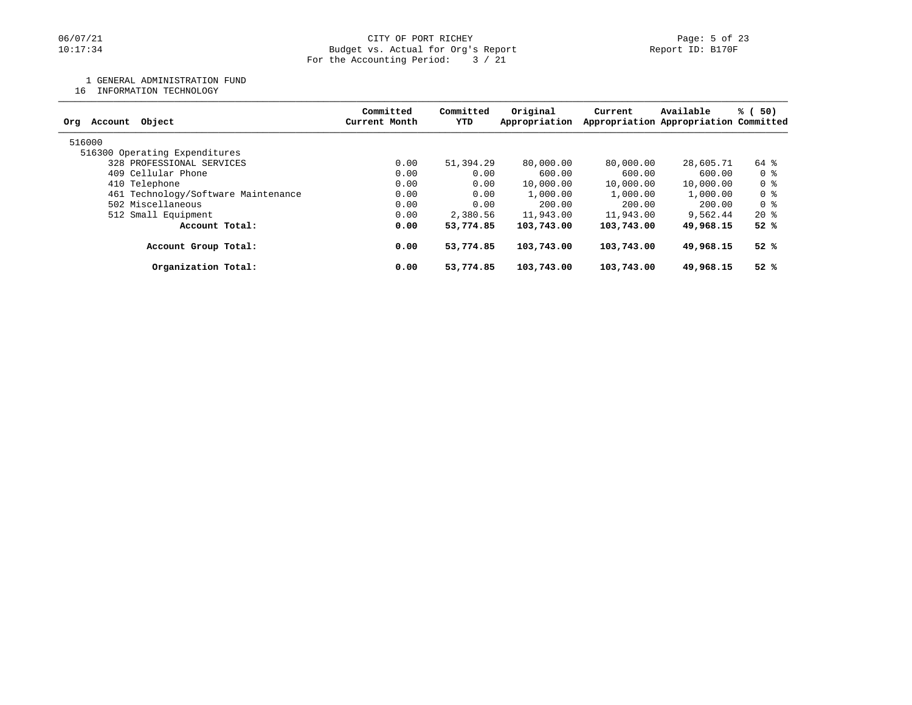CITY OF PORT RICHEY
Budget vs. Actual for Org's Report
For the Accounting Period: 3 / 21

1 GENERAL ADMINISTRATION FUND
16 INFORMATION TECHNOLOGY

| Org Account Object | Committed Current Month | Committed YTD | Original Appropriation | Current Appropriation | Available Appropriation | % ( 50) Committed |
|---|---|---|---|---|---|---|
| 516000 | | | | | | |
| 516300 Operating Expenditures | | | | | | |
| 328 PROFESSIONAL SERVICES | 0.00 | 51,394.29 | 80,000.00 | 80,000.00 | 28,605.71 | 64 % |
| 409 Cellular Phone | 0.00 | 0.00 | 600.00 | 600.00 | 600.00 | 0 % |
| 410 Telephone | 0.00 | 0.00 | 10,000.00 | 10,000.00 | 10,000.00 | 0 % |
| 461 Technology/Software Maintenance | 0.00 | 0.00 | 1,000.00 | 1,000.00 | 1,000.00 | 0 % |
| 502 Miscellaneous | 0.00 | 0.00 | 200.00 | 200.00 | 200.00 | 0 % |
| 512 Small Equipment | 0.00 | 2,380.56 | 11,943.00 | 11,943.00 | 9,562.44 | 20 % |
| **Account Total:** | **0.00** | **53,774.85** | **103,743.00** | **103,743.00** | **49,968.15** | **52 %** |
| **Account Group Total:** | **0.00** | **53,774.85** | **103,743.00** | **103,743.00** | **49,968.15** | **52 %** |
| **Organization Total:** | **0.00** | **53,774.85** | **103,743.00** | **103,743.00** | **49,968.15** | **52 %** |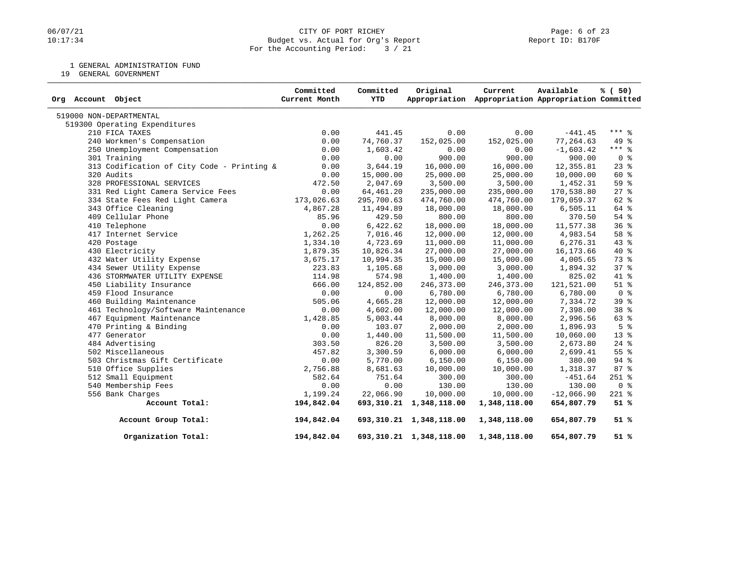CITY OF PORT RICHEY
Budget vs. Actual for Org's Report
For the Accounting Period: 3 / 21

06/07/21
10:17:34

Report ID: B170F

1 GENERAL ADMINISTRATION FUND
19 GENERAL GOVERNMENT

| Org Account Object | Committed Current Month | Committed YTD | Original Appropriation | Current Appropriation | Available Appropriation | % ( 50) Committed |
|---|---|---|---|---|---|---|
| 519000 NON-DEPARTMENTAL | | | | | | |
| 519300 Operating Expenditures | | | | | | |
| 210 FICA TAXES | 0.00 | 441.45 | 0.00 | 0.00 | -441.45 | *** % |
| 240 Workmen's Compensation | 0.00 | 74,760.37 | 152,025.00 | 152,025.00 | 77,264.63 | 49 % |
| 250 Unemployment Compensation | 0.00 | 1,603.42 | 0.00 | 0.00 | -1,603.42 | *** % |
| 301 Training | 0.00 | 0.00 | 900.00 | 900.00 | 900.00 | 0 % |
| 313 Codification of City Code - Printing & | 0.00 | 3,644.19 | 16,000.00 | 16,000.00 | 12,355.81 | 23 % |
| 320 Audits | 0.00 | 15,000.00 | 25,000.00 | 25,000.00 | 10,000.00 | 60 % |
| 328 PROFESSIONAL SERVICES | 472.50 | 2,047.69 | 3,500.00 | 3,500.00 | 1,452.31 | 59 % |
| 331 Red Light Camera Service Fees | 0.00 | 64,461.20 | 235,000.00 | 235,000.00 | 170,538.80 | 27 % |
| 334 State Fees Red Light Camera | 173,026.63 | 295,700.63 | 474,760.00 | 474,760.00 | 179,059.37 | 62 % |
| 343 Office Cleaning | 4,867.28 | 11,494.89 | 18,000.00 | 18,000.00 | 6,505.11 | 64 % |
| 409 Cellular Phone | 85.96 | 429.50 | 800.00 | 800.00 | 370.50 | 54 % |
| 410 Telephone | 0.00 | 6,422.62 | 18,000.00 | 18,000.00 | 11,577.38 | 36 % |
| 417 Internet Service | 1,262.25 | 7,016.46 | 12,000.00 | 12,000.00 | 4,983.54 | 58 % |
| 420 Postage | 1,334.10 | 4,723.69 | 11,000.00 | 11,000.00 | 6,276.31 | 43 % |
| 430 Electricity | 1,879.35 | 10,826.34 | 27,000.00 | 27,000.00 | 16,173.66 | 40 % |
| 432 Water Utility Expense | 3,675.17 | 10,994.35 | 15,000.00 | 15,000.00 | 4,005.65 | 73 % |
| 434 Sewer Utility Expense | 223.83 | 1,105.68 | 3,000.00 | 3,000.00 | 1,894.32 | 37 % |
| 436 STORMWATER UTILITY EXPENSE | 114.98 | 574.98 | 1,400.00 | 1,400.00 | 825.02 | 41 % |
| 450 Liability Insurance | 666.00 | 124,852.00 | 246,373.00 | 246,373.00 | 121,521.00 | 51 % |
| 459 Flood Insurance | 0.00 | 0.00 | 6,780.00 | 6,780.00 | 6,780.00 | 0 % |
| 460 Building Maintenance | 505.06 | 4,665.28 | 12,000.00 | 12,000.00 | 7,334.72 | 39 % |
| 461 Technology/Software Maintenance | 0.00 | 4,602.00 | 12,000.00 | 12,000.00 | 7,398.00 | 38 % |
| 467 Equipment Maintenance | 1,428.85 | 5,003.44 | 8,000.00 | 8,000.00 | 2,996.56 | 63 % |
| 470 Printing & Binding | 0.00 | 103.07 | 2,000.00 | 2,000.00 | 1,896.93 | 5 % |
| 477 Generator | 0.00 | 1,440.00 | 11,500.00 | 11,500.00 | 10,060.00 | 13 % |
| 484 Advertising | 303.50 | 826.20 | 3,500.00 | 3,500.00 | 2,673.80 | 24 % |
| 502 Miscellaneous | 457.82 | 3,300.59 | 6,000.00 | 6,000.00 | 2,699.41 | 55 % |
| 503 Christmas Gift Certificate | 0.00 | 5,770.00 | 6,150.00 | 6,150.00 | 380.00 | 94 % |
| 510 Office Supplies | 2,756.88 | 8,681.63 | 10,000.00 | 10,000.00 | 1,318.37 | 87 % |
| 512 Small Equipment | 582.64 | 751.64 | 300.00 | 300.00 | -451.64 | 251 % |
| 540 Membership Fees | 0.00 | 0.00 | 130.00 | 130.00 | 130.00 | 0 % |
| 556 Bank Charges | 1,199.24 | 22,066.90 | 10,000.00 | 10,000.00 | -12,066.90 | 221 % |
| **Account Total:** | **194,842.04** | **693,310.21** | **1,348,118.00** | **1,348,118.00** | **654,807.79** | **51 %** |
| **Account Group Total:** | **194,842.04** | **693,310.21** | **1,348,118.00** | **1,348,118.00** | **654,807.79** | **51 %** |
| **Organization Total:** | **194,842.04** | **693,310.21** | **1,348,118.00** | **1,348,118.00** | **654,807.79** | **51 %** |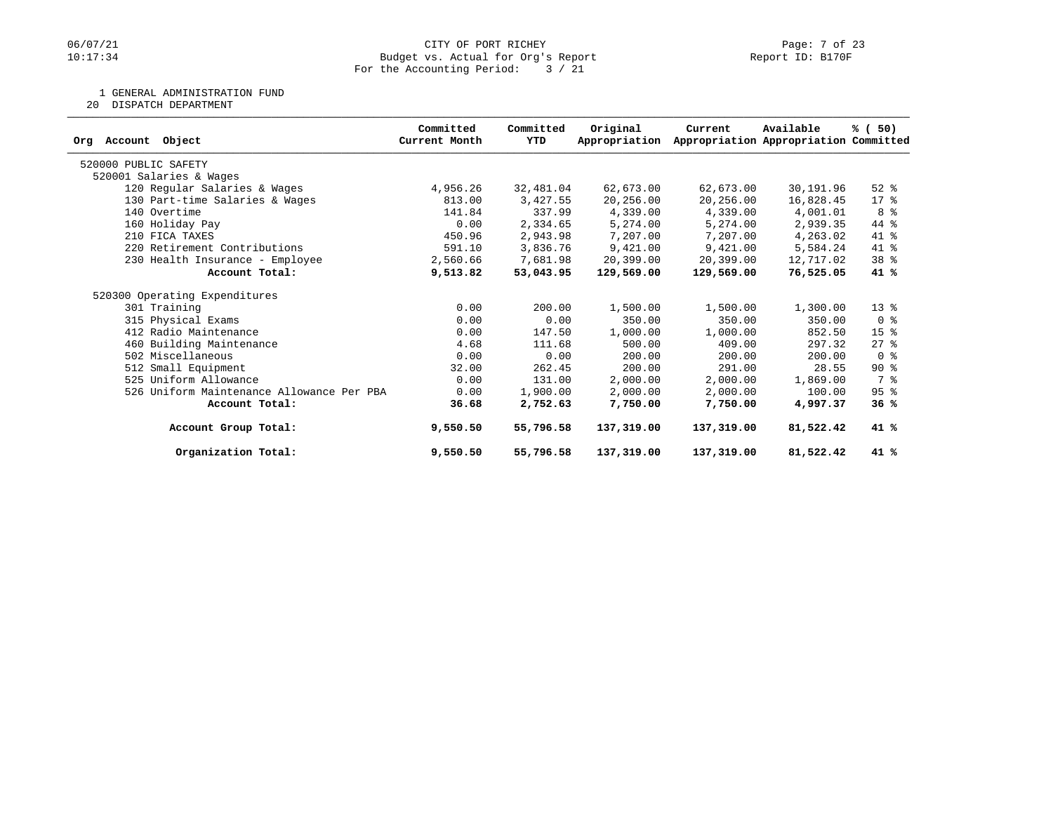CITY OF PORT RICHEY
Budget vs. Actual for Org's Report
For the Accounting Period: 3 / 21

1 GENERAL ADMINISTRATION FUND
20 DISPATCH DEPARTMENT

| Org Account Object | Committed Current Month | Committed YTD | Original Appropriation | Current Appropriation | Available Appropriation | % ( 50) Committed |
|---|---|---|---|---|---|---|
| 520000 PUBLIC SAFETY | | | | | | |
| 520001 Salaries & Wages | | | | | | |
| 120 Regular Salaries & Wages | 4,956.26 | 32,481.04 | 62,673.00 | 62,673.00 | 30,191.96 | 52 % |
| 130 Part-time Salaries & Wages | 813.00 | 3,427.55 | 20,256.00 | 20,256.00 | 16,828.45 | 17 % |
| 140 Overtime | 141.84 | 337.99 | 4,339.00 | 4,339.00 | 4,001.01 | 8 % |
| 160 Holiday Pay | 0.00 | 2,334.65 | 5,274.00 | 5,274.00 | 2,939.35 | 44 % |
| 210 FICA TAXES | 450.96 | 2,943.98 | 7,207.00 | 7,207.00 | 4,263.02 | 41 % |
| 220 Retirement Contributions | 591.10 | 3,836.76 | 9,421.00 | 9,421.00 | 5,584.24 | 41 % |
| 230 Health Insurance - Employee | 2,560.66 | 7,681.98 | 20,399.00 | 20,399.00 | 12,717.02 | 38 % |
| **Account Total:** | **9,513.82** | **53,043.95** | **129,569.00** | **129,569.00** | **76,525.05** | **41 %** |
| 520300 Operating Expenditures | | | | | | |
| 301 Training | 0.00 | 200.00 | 1,500.00 | 1,500.00 | 1,300.00 | 13 % |
| 315 Physical Exams | 0.00 | 0.00 | 350.00 | 350.00 | 350.00 | 0 % |
| 412 Radio Maintenance | 0.00 | 147.50 | 1,000.00 | 1,000.00 | 852.50 | 15 % |
| 460 Building Maintenance | 4.68 | 111.68 | 500.00 | 409.00 | 297.32 | 27 % |
| 502 Miscellaneous | 0.00 | 0.00 | 200.00 | 200.00 | 200.00 | 0 % |
| 512 Small Equipment | 32.00 | 262.45 | 200.00 | 291.00 | 28.55 | 90 % |
| 525 Uniform Allowance | 0.00 | 131.00 | 2,000.00 | 2,000.00 | 1,869.00 | 7 % |
| 526 Uniform Maintenance Allowance Per PBA | 0.00 | 1,900.00 | 2,000.00 | 2,000.00 | 100.00 | 95 % |
| **Account Total:** | **36.68** | **2,752.63** | **7,750.00** | **7,750.00** | **4,997.37** | **36 %** |
| **Account Group Total:** | **9,550.50** | **55,796.58** | **137,319.00** | **137,319.00** | **81,522.42** | **41 %** |
| **Organization Total:** | **9,550.50** | **55,796.58** | **137,319.00** | **137,319.00** | **81,522.42** | **41 %** |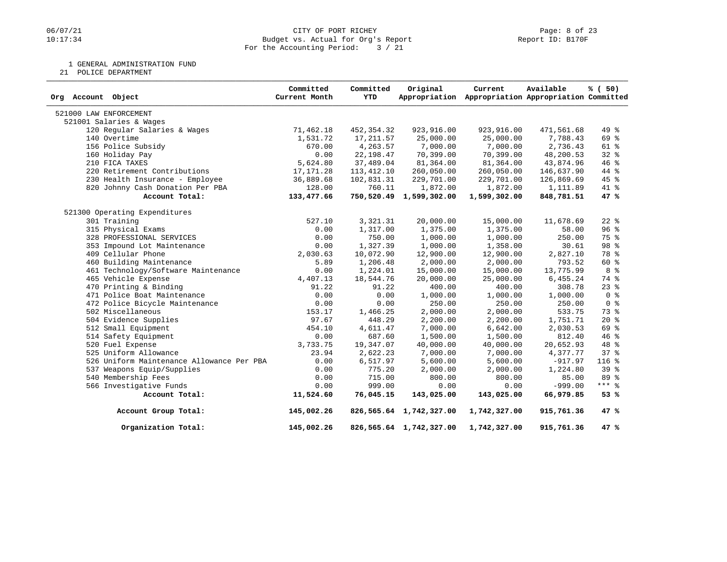CITY OF PORT RICHEY
Budget vs. Actual for Org's Report
For the Accounting Period: 3 / 21

1 GENERAL ADMINISTRATION FUND
21 POLICE DEPARTMENT

| Org Account Object | Committed Current Month | Committed YTD | Original Appropriation | Current Appropriation | Available Appropriation | % ( 50) Committed |
|---|---|---|---|---|---|---|
| 521000 LAW ENFORCEMENT | | | | | | |
| 521001 Salaries & Wages | | | | | | |
| 120 Regular Salaries & Wages | 71,462.18 | 452,354.32 | 923,916.00 | 923,916.00 | 471,561.68 | 49 % |
| 140 Overtime | 1,531.72 | 17,211.57 | 25,000.00 | 25,000.00 | 7,788.43 | 69 % |
| 156 Police Subsidy | 670.00 | 4,263.57 | 7,000.00 | 7,000.00 | 2,736.43 | 61 % |
| 160 Holiday Pay | 0.00 | 22,198.47 | 70,399.00 | 70,399.00 | 48,200.53 | 32 % |
| 210 FICA TAXES | 5,624.80 | 37,489.04 | 81,364.00 | 81,364.00 | 43,874.96 | 46 % |
| 220 Retirement Contributions | 17,171.28 | 113,412.10 | 260,050.00 | 260,050.00 | 146,637.90 | 44 % |
| 230 Health Insurance - Employee | 36,889.68 | 102,831.31 | 229,701.00 | 229,701.00 | 126,869.69 | 45 % |
| 820 Johnny Cash Donation Per PBA | 128.00 | 760.11 | 1,872.00 | 1,872.00 | 1,111.89 | 41 % |
| **Account Total:** | **133,477.66** | **750,520.49** | **1,599,302.00** | **1,599,302.00** | **848,781.51** | **47 %** |
| 521300 Operating Expenditures | | | | | | |
| 301 Training | 527.10 | 3,321.31 | 20,000.00 | 15,000.00 | 11,678.69 | 22 % |
| 315 Physical Exams | 0.00 | 1,317.00 | 1,375.00 | 1,375.00 | 58.00 | 96 % |
| 328 PROFESSIONAL SERVICES | 0.00 | 750.00 | 1,000.00 | 1,000.00 | 250.00 | 75 % |
| 353 Impound Lot Maintenance | 0.00 | 1,327.39 | 1,000.00 | 1,358.00 | 30.61 | 98 % |
| 409 Cellular Phone | 2,030.63 | 10,072.90 | 12,900.00 | 12,900.00 | 2,827.10 | 78 % |
| 460 Building Maintenance | 5.89 | 1,206.48 | 2,000.00 | 2,000.00 | 793.52 | 60 % |
| 461 Technology/Software Maintenance | 0.00 | 1,224.01 | 15,000.00 | 15,000.00 | 13,775.99 | 8 % |
| 465 Vehicle Expense | 4,407.13 | 18,544.76 | 20,000.00 | 25,000.00 | 6,455.24 | 74 % |
| 470 Printing & Binding | 91.22 | 91.22 | 400.00 | 400.00 | 308.78 | 23 % |
| 471 Police Boat Maintenance | 0.00 | 0.00 | 1,000.00 | 1,000.00 | 1,000.00 | 0 % |
| 472 Police Bicycle Maintenance | 0.00 | 0.00 | 250.00 | 250.00 | 250.00 | 0 % |
| 502 Miscellaneous | 153.17 | 1,466.25 | 2,000.00 | 2,000.00 | 533.75 | 73 % |
| 504 Evidence Supplies | 97.67 | 448.29 | 2,200.00 | 2,200.00 | 1,751.71 | 20 % |
| 512 Small Equipment | 454.10 | 4,611.47 | 7,000.00 | 6,642.00 | 2,030.53 | 69 % |
| 514 Safety Equipment | 0.00 | 687.60 | 1,500.00 | 1,500.00 | 812.40 | 46 % |
| 520 Fuel Expense | 3,733.75 | 19,347.07 | 40,000.00 | 40,000.00 | 20,652.93 | 48 % |
| 525 Uniform Allowance | 23.94 | 2,622.23 | 7,000.00 | 7,000.00 | 4,377.77 | 37 % |
| 526 Uniform Maintenance Allowance Per PBA | 0.00 | 6,517.97 | 5,600.00 | 5,600.00 | -917.97 | 116 % |
| 537 Weapons Equip/Supplies | 0.00 | 775.20 | 2,000.00 | 2,000.00 | 1,224.80 | 39 % |
| 540 Membership Fees | 0.00 | 715.00 | 800.00 | 800.00 | 85.00 | 89 % |
| 566 Investigative Funds | 0.00 | 999.00 | 0.00 | 0.00 | -999.00 | *** % |
| **Account Total:** | **11,524.60** | **76,045.15** | **143,025.00** | **143,025.00** | **66,979.85** | **53 %** |
| **Account Group Total:** | **145,002.26** | **826,565.64** | **1,742,327.00** | **1,742,327.00** | **915,761.36** | **47 %** |
| **Organization Total:** | **145,002.26** | **826,565.64** | **1,742,327.00** | **1,742,327.00** | **915,761.36** | **47 %** |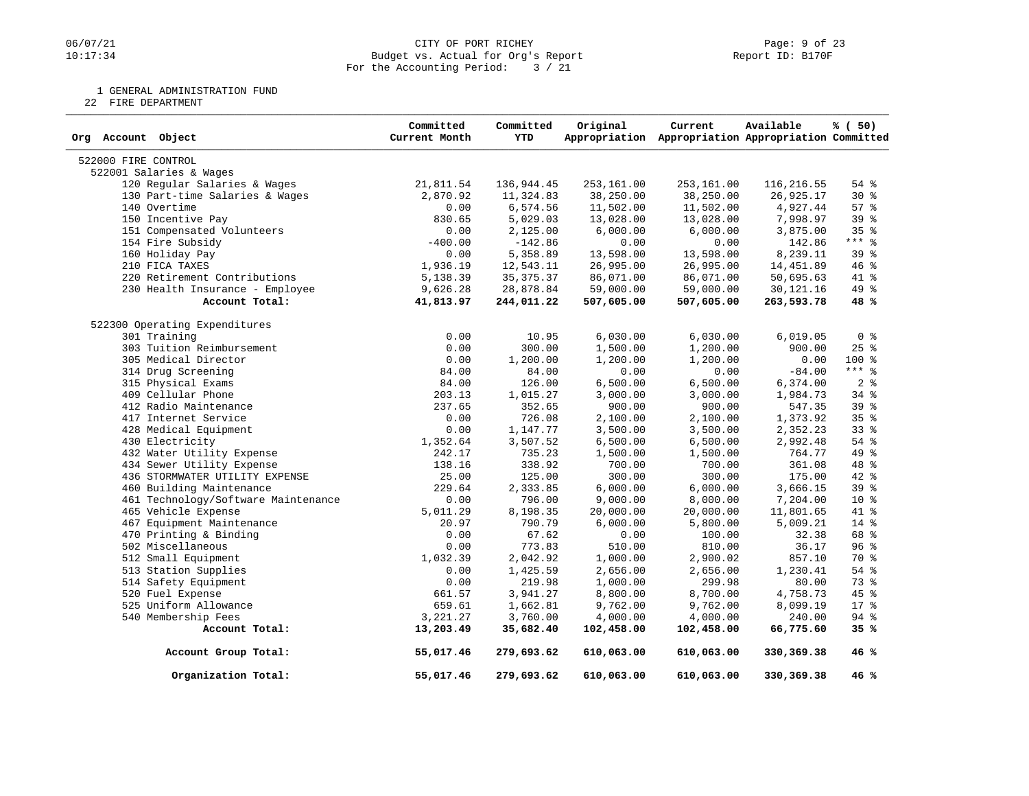CITY OF PORT RICHEY
Budget vs. Actual for Org's Report
For the Accounting Period: 3 / 21

06/07/21
10:17:34

Report ID: B170F

1 GENERAL ADMINISTRATION FUND
22 FIRE DEPARTMENT

| Org Account Object | Committed Current Month | Committed YTD | Original Appropriation | Current Appropriation | Available Appropriation | % ( 50) Committed |
|---|---|---|---|---|---|---|
| 522000 FIRE CONTROL | | | | | | |
| 522001 Salaries & Wages | | | | | | |
| 120 Regular Salaries & Wages | 21,811.54 | 136,944.45 | 253,161.00 | 253,161.00 | 116,216.55 | 54 % |
| 130 Part-time Salaries & Wages | 2,870.92 | 11,324.83 | 38,250.00 | 38,250.00 | 26,925.17 | 30 % |
| 140 Overtime | 0.00 | 6,574.56 | 11,502.00 | 11,502.00 | 4,927.44 | 57 % |
| 150 Incentive Pay | 830.65 | 5,029.03 | 13,028.00 | 13,028.00 | 7,998.97 | 39 % |
| 151 Compensated Volunteers | 0.00 | 2,125.00 | 6,000.00 | 6,000.00 | 3,875.00 | 35 % |
| 154 Fire Subsidy | -400.00 | -142.86 | 0.00 | 0.00 | 142.86 | *** % |
| 160 Holiday Pay | 0.00 | 5,358.89 | 13,598.00 | 13,598.00 | 8,239.11 | 39 % |
| 210 FICA TAXES | 1,936.19 | 12,543.11 | 26,995.00 | 26,995.00 | 14,451.89 | 46 % |
| 220 Retirement Contributions | 5,138.39 | 35,375.37 | 86,071.00 | 86,071.00 | 50,695.63 | 41 % |
| 230 Health Insurance - Employee | 9,626.28 | 28,878.84 | 59,000.00 | 59,000.00 | 30,121.16 | 49 % |
| **Account Total:** | **41,813.97** | **244,011.22** | **507,605.00** | **507,605.00** | **263,593.78** | **48 %** |
| 522300 Operating Expenditures | | | | | | |
| 301 Training | 0.00 | 10.95 | 6,030.00 | 6,030.00 | 6,019.05 | 0 % |
| 303 Tuition Reimbursement | 0.00 | 300.00 | 1,500.00 | 1,200.00 | 900.00 | 25 % |
| 305 Medical Director | 0.00 | 1,200.00 | 1,200.00 | 1,200.00 | 0.00 | 100 % |
| 314 Drug Screening | 84.00 | 84.00 | 0.00 | 0.00 | -84.00 | *** % |
| 315 Physical Exams | 84.00 | 126.00 | 6,500.00 | 6,500.00 | 6,374.00 | 2 % |
| 409 Cellular Phone | 203.13 | 1,015.27 | 3,000.00 | 3,000.00 | 1,984.73 | 34 % |
| 412 Radio Maintenance | 237.65 | 352.65 | 900.00 | 900.00 | 547.35 | 39 % |
| 417 Internet Service | 0.00 | 726.08 | 2,100.00 | 2,100.00 | 1,373.92 | 35 % |
| 428 Medical Equipment | 0.00 | 1,147.77 | 3,500.00 | 3,500.00 | 2,352.23 | 33 % |
| 430 Electricity | 1,352.64 | 3,507.52 | 6,500.00 | 6,500.00 | 2,992.48 | 54 % |
| 432 Water Utility Expense | 242.17 | 735.23 | 1,500.00 | 1,500.00 | 764.77 | 49 % |
| 434 Sewer Utility Expense | 138.16 | 338.92 | 700.00 | 700.00 | 361.08 | 48 % |
| 436 STORMWATER UTILITY EXPENSE | 25.00 | 125.00 | 300.00 | 300.00 | 175.00 | 42 % |
| 460 Building Maintenance | 229.64 | 2,333.85 | 6,000.00 | 6,000.00 | 3,666.15 | 39 % |
| 461 Technology/Software Maintenance | 0.00 | 796.00 | 9,000.00 | 8,000.00 | 7,204.00 | 10 % |
| 465 Vehicle Expense | 5,011.29 | 8,198.35 | 20,000.00 | 20,000.00 | 11,801.65 | 41 % |
| 467 Equipment Maintenance | 20.97 | 790.79 | 6,000.00 | 5,800.00 | 5,009.21 | 14 % |
| 470 Printing & Binding | 0.00 | 67.62 | 0.00 | 100.00 | 32.38 | 68 % |
| 502 Miscellaneous | 0.00 | 773.83 | 510.00 | 810.00 | 36.17 | 96 % |
| 512 Small Equipment | 1,032.39 | 2,042.92 | 1,000.00 | 2,900.02 | 857.10 | 70 % |
| 513 Station Supplies | 0.00 | 1,425.59 | 2,656.00 | 2,656.00 | 1,230.41 | 54 % |
| 514 Safety Equipment | 0.00 | 219.98 | 1,000.00 | 299.98 | 80.00 | 73 % |
| 520 Fuel Expense | 661.57 | 3,941.27 | 8,800.00 | 8,700.00 | 4,758.73 | 45 % |
| 525 Uniform Allowance | 659.61 | 1,662.81 | 9,762.00 | 9,762.00 | 8,099.19 | 17 % |
| 540 Membership Fees | 3,221.27 | 3,760.00 | 4,000.00 | 4,000.00 | 240.00 | 94 % |
| **Account Total:** | **13,203.49** | **35,682.40** | **102,458.00** | **102,458.00** | **66,775.60** | **35 %** |
| **Account Group Total:** | **55,017.46** | **279,693.62** | **610,063.00** | **610,063.00** | **330,369.38** | **46 %** |
| **Organization Total:** | **55,017.46** | **279,693.62** | **610,063.00** | **610,063.00** | **330,369.38** | **46 %** |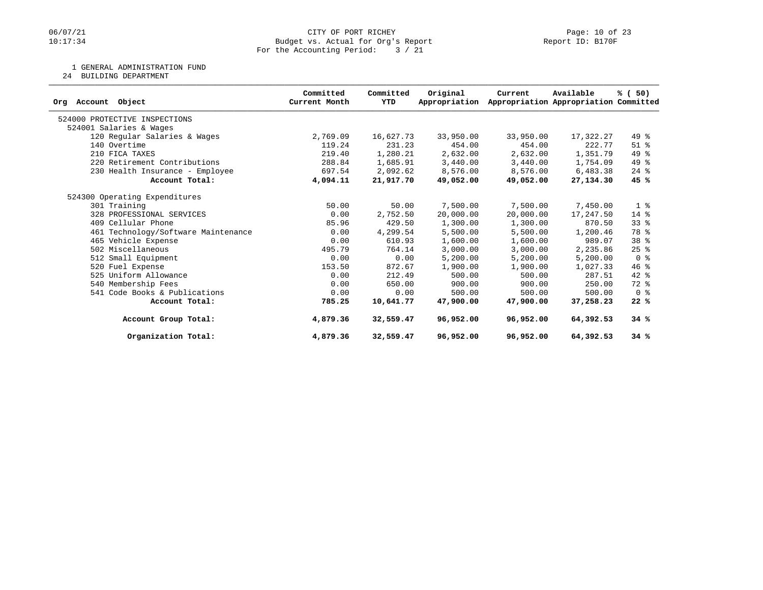CITY OF PORT RICHEY
Budget vs. Actual for Org's Report
For the Accounting Period: 3 / 21

1 GENERAL ADMINISTRATION FUND
24 BUILDING DEPARTMENT

| Org Account Object | Committed Current Month | Committed YTD | Original Appropriation | Current Appropriation | Available Appropriation | % ( 50) Committed |
|---|---|---|---|---|---|---|
| 524000 PROTECTIVE INSPECTIONS | | | | | | |
| 524001 Salaries & Wages | | | | | | |
| 120 Regular Salaries & Wages | 2,769.09 | 16,627.73 | 33,950.00 | 33,950.00 | 17,322.27 | 49 % |
| 140 Overtime | 119.24 | 231.23 | 454.00 | 454.00 | 222.77 | 51 % |
| 210 FICA TAXES | 219.40 | 1,280.21 | 2,632.00 | 2,632.00 | 1,351.79 | 49 % |
| 220 Retirement Contributions | 288.84 | 1,685.91 | 3,440.00 | 3,440.00 | 1,754.09 | 49 % |
| 230 Health Insurance - Employee | 697.54 | 2,092.62 | 8,576.00 | 8,576.00 | 6,483.38 | 24 % |
| **Account Total:** | **4,094.11** | **21,917.70** | **49,052.00** | **49,052.00** | **27,134.30** | **45 %** |
| 524300 Operating Expenditures | | | | | | |
| 301 Training | 50.00 | 50.00 | 7,500.00 | 7,500.00 | 7,450.00 | 1 % |
| 328 PROFESSIONAL SERVICES | 0.00 | 2,752.50 | 20,000.00 | 20,000.00 | 17,247.50 | 14 % |
| 409 Cellular Phone | 85.96 | 429.50 | 1,300.00 | 1,300.00 | 870.50 | 33 % |
| 461 Technology/Software Maintenance | 0.00 | 4,299.54 | 5,500.00 | 5,500.00 | 1,200.46 | 78 % |
| 465 Vehicle Expense | 0.00 | 610.93 | 1,600.00 | 1,600.00 | 989.07 | 38 % |
| 502 Miscellaneous | 495.79 | 764.14 | 3,000.00 | 3,000.00 | 2,235.86 | 25 % |
| 512 Small Equipment | 0.00 | 0.00 | 5,200.00 | 5,200.00 | 5,200.00 | 0 % |
| 520 Fuel Expense | 153.50 | 872.67 | 1,900.00 | 1,900.00 | 1,027.33 | 46 % |
| 525 Uniform Allowance | 0.00 | 212.49 | 500.00 | 500.00 | 287.51 | 42 % |
| 540 Membership Fees | 0.00 | 650.00 | 900.00 | 900.00 | 250.00 | 72 % |
| 541 Code Books & Publications | 0.00 | 0.00 | 500.00 | 500.00 | 500.00 | 0 % |
| **Account Total:** | **785.25** | **10,641.77** | **47,900.00** | **47,900.00** | **37,258.23** | **22 %** |
| **Account Group Total:** | **4,879.36** | **32,559.47** | **96,952.00** | **96,952.00** | **64,392.53** | **34 %** |
| **Organization Total:** | **4,879.36** | **32,559.47** | **96,952.00** | **96,952.00** | **64,392.53** | **34 %** |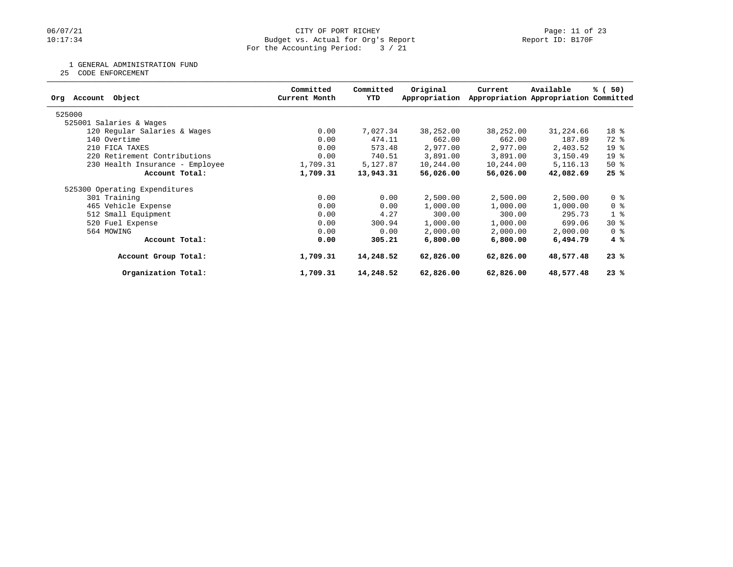# CITY OF PORT RICHEY

Budget vs. Actual for Org's Report

For the Accounting Period: 3 / 21

Report ID: B170F

06/07/21 10:17:34

1 GENERAL ADMINISTRATION FUND

25 CODE ENFORCEMENT

| Org Account Object | Committed Current Month | Committed YTD | Original Appropriation | Current Appropriation | Available Appropriation | % ( 50) Committed |
|---|---|---|---|---|---|---|
| 525000 | | | | | | |
| 525001 Salaries & Wages | | | | | | |
| 120 Regular Salaries & Wages | 0.00 | 7,027.34 | 38,252.00 | 38,252.00 | 31,224.66 | 18 % |
| 140 Overtime | 0.00 | 474.11 | 662.00 | 662.00 | 187.89 | 72 % |
| 210 FICA TAXES | 0.00 | 573.48 | 2,977.00 | 2,977.00 | 2,403.52 | 19 % |
| 220 Retirement Contributions | 0.00 | 740.51 | 3,891.00 | 3,891.00 | 3,150.49 | 19 % |
| 230 Health Insurance - Employee | 1,709.31 | 5,127.87 | 10,244.00 | 10,244.00 | 5,116.13 | 50 % |
| **Account Total:** | **1,709.31** | **13,943.31** | **56,026.00** | **56,026.00** | **42,082.69** | **25 %** |
| 525300 Operating Expenditures | | | | | | |
| 301 Training | 0.00 | 0.00 | 2,500.00 | 2,500.00 | 2,500.00 | 0 % |
| 465 Vehicle Expense | 0.00 | 0.00 | 1,000.00 | 1,000.00 | 1,000.00 | 0 % |
| 512 Small Equipment | 0.00 | 4.27 | 300.00 | 300.00 | 295.73 | 1 % |
| 520 Fuel Expense | 0.00 | 300.94 | 1,000.00 | 1,000.00 | 699.06 | 30 % |
| 564 MOWING | 0.00 | 0.00 | 2,000.00 | 2,000.00 | 2,000.00 | 0 % |
| **Account Total:** | **0.00** | **305.21** | **6,800.00** | **6,800.00** | **6,494.79** | **4 %** |
| **Account Group Total:** | **1,709.31** | **14,248.52** | **62,826.00** | **62,826.00** | **48,577.48** | **23 %** |
| **Organization Total:** | **1,709.31** | **14,248.52** | **62,826.00** | **62,826.00** | **48,577.48** | **23 %** |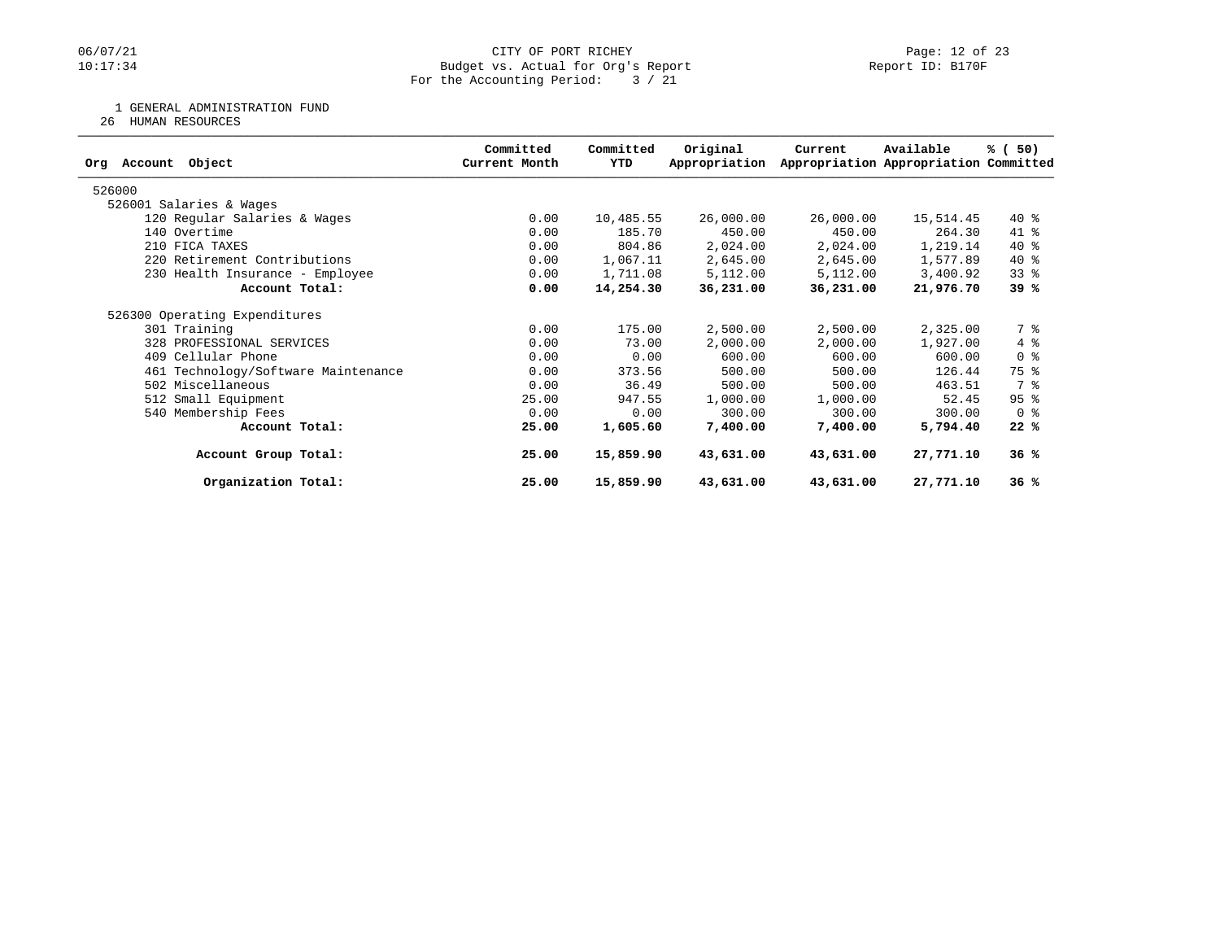CITY OF PORT RICHEY
Budget vs. Actual for Org's Report
For the Accounting Period: 3 / 21

Report ID: B170F

1 GENERAL ADMINISTRATION FUND
26 HUMAN RESOURCES

| Org Account Object | Committed Current Month | Committed YTD | Original Appropriation | Current Appropriation | Available Appropriation | % ( 50) Committed |
|---|---|---|---|---|---|---|
| 526000 | | | | | | |
| 526001 Salaries & Wages | | | | | | |
| 120 Regular Salaries & Wages | 0.00 | 10,485.55 | 26,000.00 | 26,000.00 | 15,514.45 | 40 % |
| 140 Overtime | 0.00 | 185.70 | 450.00 | 450.00 | 264.30 | 41 % |
| 210 FICA TAXES | 0.00 | 804.86 | 2,024.00 | 2,024.00 | 1,219.14 | 40 % |
| 220 Retirement Contributions | 0.00 | 1,067.11 | 2,645.00 | 2,645.00 | 1,577.89 | 40 % |
| 230 Health Insurance - Employee | 0.00 | 1,711.08 | 5,112.00 | 5,112.00 | 3,400.92 | 33 % |
| **Account Total:** | **0.00** | **14,254.30** | **36,231.00** | **36,231.00** | **21,976.70** | **39 %** |
| 526300 Operating Expenditures | | | | | | |
| 301 Training | 0.00 | 175.00 | 2,500.00 | 2,500.00 | 2,325.00 | 7 % |
| 328 PROFESSIONAL SERVICES | 0.00 | 73.00 | 2,000.00 | 2,000.00 | 1,927.00 | 4 % |
| 409 Cellular Phone | 0.00 | 0.00 | 600.00 | 600.00 | 600.00 | 0 % |
| 461 Technology/Software Maintenance | 0.00 | 373.56 | 500.00 | 500.00 | 126.44 | 75 % |
| 502 Miscellaneous | 0.00 | 36.49 | 500.00 | 500.00 | 463.51 | 7 % |
| 512 Small Equipment | 25.00 | 947.55 | 1,000.00 | 1,000.00 | 52.45 | 95 % |
| 540 Membership Fees | 0.00 | 0.00 | 300.00 | 300.00 | 300.00 | 0 % |
| **Account Total:** | **25.00** | **1,605.60** | **7,400.00** | **7,400.00** | **5,794.40** | **22 %** |
| **Account Group Total:** | **25.00** | **15,859.90** | **43,631.00** | **43,631.00** | **27,771.10** | **36 %** |
| **Organization Total:** | **25.00** | **15,859.90** | **43,631.00** | **43,631.00** | **27,771.10** | **36 %** |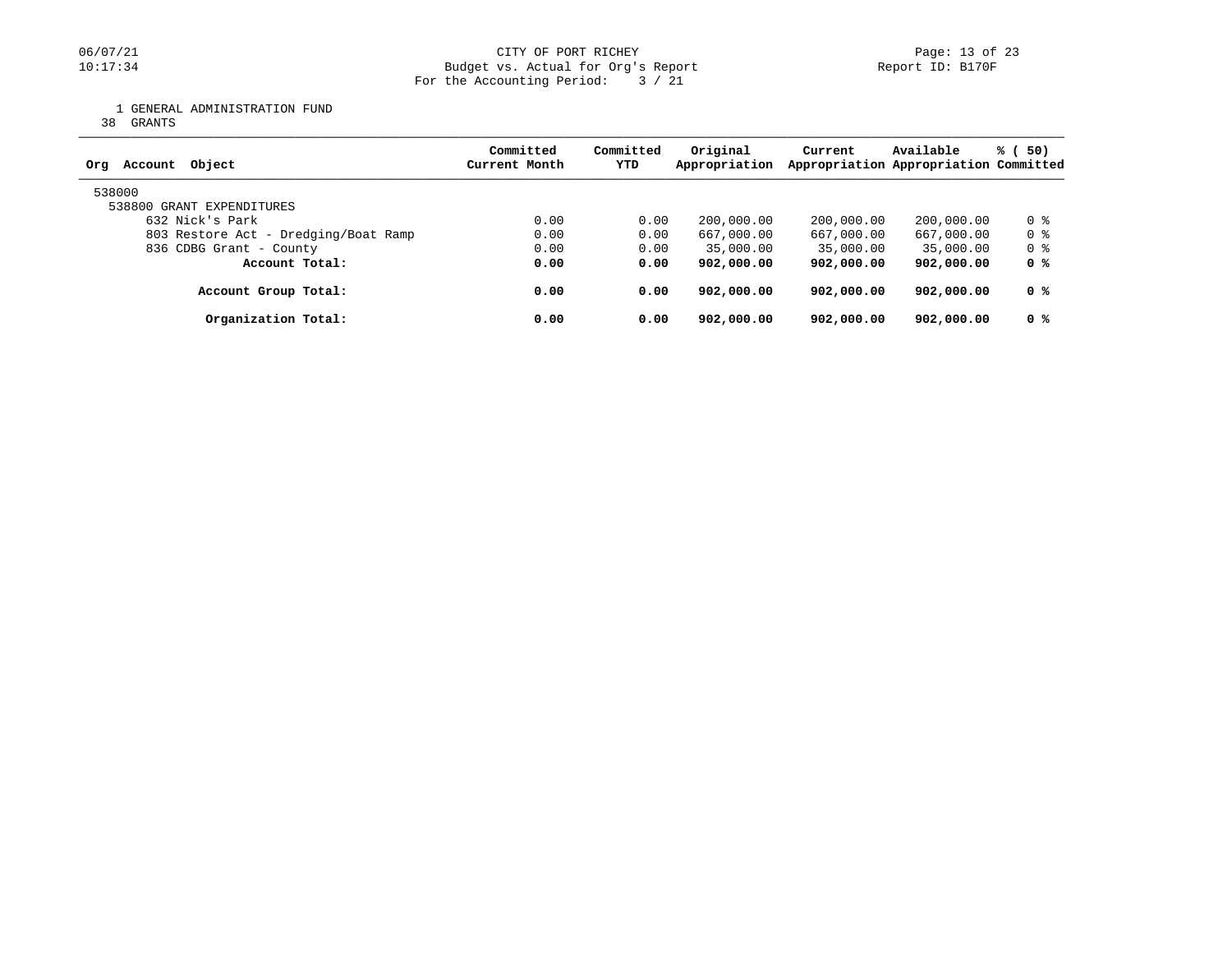CITY OF PORT RICHEY
Budget vs. Actual for Org's Report
For the Accounting Period: 3 / 21

Report ID: B170F

1 GENERAL ADMINISTRATION FUND
38 GRANTS

| Org Account Object | Committed Current Month | Committed YTD | Original Appropriation | Current Appropriation | Available Appropriation | % ( 50) Committed |
|---|---|---|---|---|---|---|
| 538000 | | | | | | |
| 538800 GRANT EXPENDITURES | | | | | | |
| 632 Nick's Park | 0.00 | 0.00 | 200,000.00 | 200,000.00 | 200,000.00 | 0 % |
| 803 Restore Act - Dredging/Boat Ramp | 0.00 | 0.00 | 667,000.00 | 667,000.00 | 667,000.00 | 0 % |
| 836 CDBG Grant - County | 0.00 | 0.00 | 35,000.00 | 35,000.00 | 35,000.00 | 0 % |
| **Account Total:** | **0.00** | **0.00** | **902,000.00** | **902,000.00** | **902,000.00** | **0 %** |
| **Account Group Total:** | **0.00** | **0.00** | **902,000.00** | **902,000.00** | **902,000.00** | **0 %** |
| **Organization Total:** | **0.00** | **0.00** | **902,000.00** | **902,000.00** | **902,000.00** | **0 %** |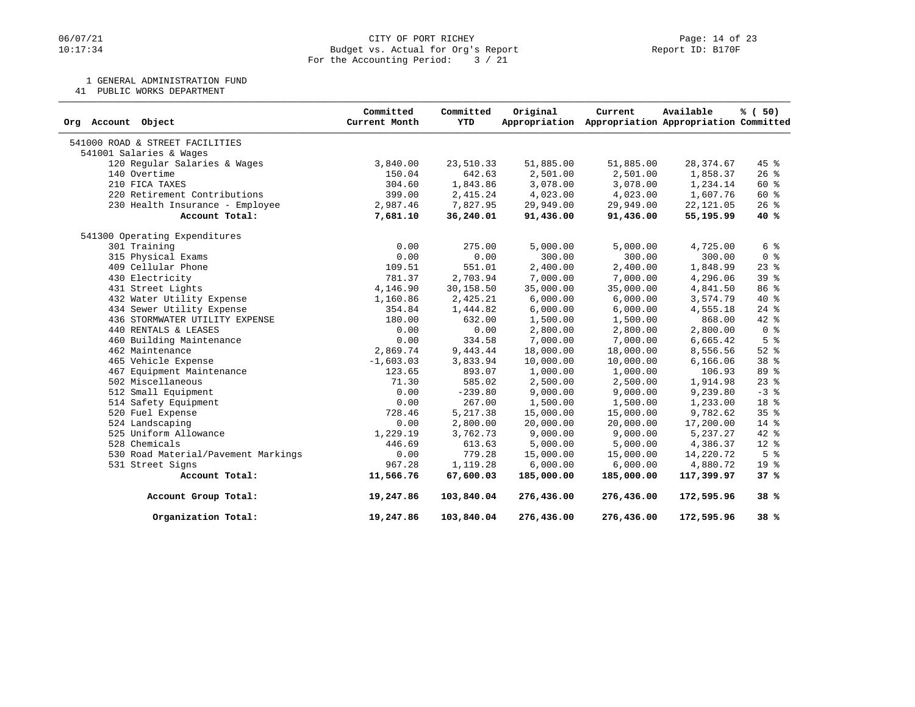CITY OF PORT RICHEY
Budget vs. Actual for Org's Report
For the Accounting Period: 3 / 21

1 GENERAL ADMINISTRATION FUND
41 PUBLIC WORKS DEPARTMENT

| Org Account Object | Committed Current Month | Committed YTD | Original Appropriation | Current Appropriation | Available Appropriation | % ( 50) Committed |
|---|---|---|---|---|---|---|
| 541000 ROAD & STREET FACILITIES | | | | | | |
| 541001 Salaries & Wages | | | | | | |
| 120 Regular Salaries & Wages | 3,840.00 | 23,510.33 | 51,885.00 | 51,885.00 | 28,374.67 | 45 % |
| 140 Overtime | 150.04 | 642.63 | 2,501.00 | 2,501.00 | 1,858.37 | 26 % |
| 210 FICA TAXES | 304.60 | 1,843.86 | 3,078.00 | 3,078.00 | 1,234.14 | 60 % |
| 220 Retirement Contributions | 399.00 | 2,415.24 | 4,023.00 | 4,023.00 | 1,607.76 | 60 % |
| 230 Health Insurance - Employee | 2,987.46 | 7,827.95 | 29,949.00 | 29,949.00 | 22,121.05 | 26 % |
| **Account Total:** | **7,681.10** | **36,240.01** | **91,436.00** | **91,436.00** | **55,195.99** | **40 %** |
| 541300 Operating Expenditures | | | | | | |
| 301 Training | 0.00 | 275.00 | 5,000.00 | 5,000.00 | 4,725.00 | 6 % |
| 315 Physical Exams | 0.00 | 0.00 | 300.00 | 300.00 | 300.00 | 0 % |
| 409 Cellular Phone | 109.51 | 551.01 | 2,400.00 | 2,400.00 | 1,848.99 | 23 % |
| 430 Electricity | 781.37 | 2,703.94 | 7,000.00 | 7,000.00 | 4,296.06 | 39 % |
| 431 Street Lights | 4,146.90 | 30,158.50 | 35,000.00 | 35,000.00 | 4,841.50 | 86 % |
| 432 Water Utility Expense | 1,160.86 | 2,425.21 | 6,000.00 | 6,000.00 | 3,574.79 | 40 % |
| 434 Sewer Utility Expense | 354.84 | 1,444.82 | 6,000.00 | 6,000.00 | 4,555.18 | 24 % |
| 436 STORMWATER UTILITY EXPENSE | 180.00 | 632.00 | 1,500.00 | 1,500.00 | 868.00 | 42 % |
| 440 RENTALS & LEASES | 0.00 | 0.00 | 2,800.00 | 2,800.00 | 2,800.00 | 0 % |
| 460 Building Maintenance | 0.00 | 334.58 | 7,000.00 | 7,000.00 | 6,665.42 | 5 % |
| 462 Maintenance | 2,869.74 | 9,443.44 | 18,000.00 | 18,000.00 | 8,556.56 | 52 % |
| 465 Vehicle Expense | -1,603.03 | 3,833.94 | 10,000.00 | 10,000.00 | 6,166.06 | 38 % |
| 467 Equipment Maintenance | 123.65 | 893.07 | 1,000.00 | 1,000.00 | 106.93 | 89 % |
| 502 Miscellaneous | 71.30 | 585.02 | 2,500.00 | 2,500.00 | 1,914.98 | 23 % |
| 512 Small Equipment | 0.00 | -239.80 | 9,000.00 | 9,000.00 | 9,239.80 | -3 % |
| 514 Safety Equipment | 0.00 | 267.00 | 1,500.00 | 1,500.00 | 1,233.00 | 18 % |
| 520 Fuel Expense | 728.46 | 5,217.38 | 15,000.00 | 15,000.00 | 9,782.62 | 35 % |
| 524 Landscaping | 0.00 | 2,800.00 | 20,000.00 | 20,000.00 | 17,200.00 | 14 % |
| 525 Uniform Allowance | 1,229.19 | 3,762.73 | 9,000.00 | 9,000.00 | 5,237.27 | 42 % |
| 528 Chemicals | 446.69 | 613.63 | 5,000.00 | 5,000.00 | 4,386.37 | 12 % |
| 530 Road Material/Pavement Markings | 0.00 | 779.28 | 15,000.00 | 15,000.00 | 14,220.72 | 5 % |
| 531 Street Signs | 967.28 | 1,119.28 | 6,000.00 | 6,000.00 | 4,880.72 | 19 % |
| **Account Total:** | **11,566.76** | **67,600.03** | **185,000.00** | **185,000.00** | **117,399.97** | **37 %** |
| **Account Group Total:** | **19,247.86** | **103,840.04** | **276,436.00** | **276,436.00** | **172,595.96** | **38 %** |
| **Organization Total:** | **19,247.86** | **103,840.04** | **276,436.00** | **276,436.00** | **172,595.96** | **38 %** |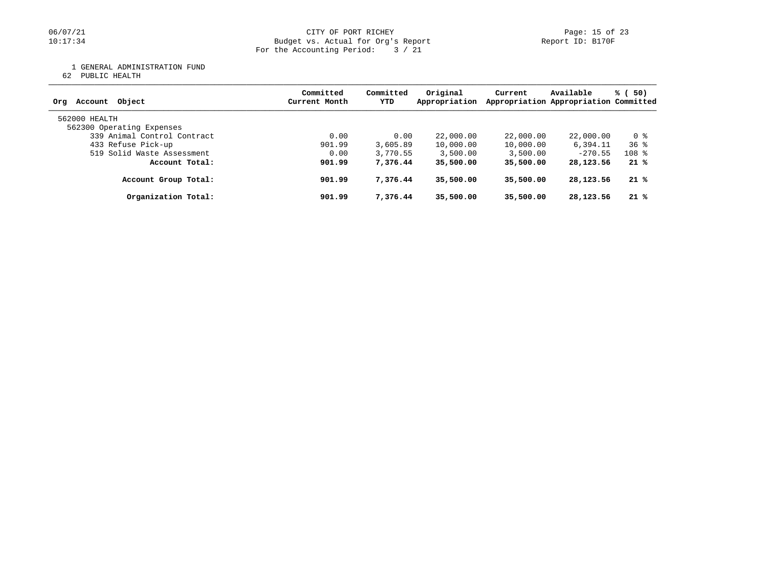CITY OF PORT RICHEY
Budget vs. Actual for Org's Report
For the Accounting Period: 3 / 21

06/07/21
10:17:34

Report ID: B170F

1 GENERAL ADMINISTRATION FUND
62 PUBLIC HEALTH

| Org Account Object | Committed Current Month | Committed YTD | Original Appropriation | Current Appropriation | Available Appropriation | % ( 50) Committed |
|---|---|---|---|---|---|---|
| 562000 HEALTH | | | | | | |
| 562300 Operating Expenses | | | | | | |
| 339 Animal Control Contract | 0.00 | 0.00 | 22,000.00 | 22,000.00 | 22,000.00 | 0 % |
| 433 Refuse Pick-up | 901.99 | 3,605.89 | 10,000.00 | 10,000.00 | 6,394.11 | 36 % |
| 519 Solid Waste Assessment | 0.00 | 3,770.55 | 3,500.00 | 3,500.00 | -270.55 | 108 % |
| **Account Total:** | **901.99** | **7,376.44** | **35,500.00** | **35,500.00** | **28,123.56** | **21 %** |
| **Account Group Total:** | **901.99** | **7,376.44** | **35,500.00** | **35,500.00** | **28,123.56** | **21 %** |
| **Organization Total:** | **901.99** | **7,376.44** | **35,500.00** | **35,500.00** | **28,123.56** | **21 %** |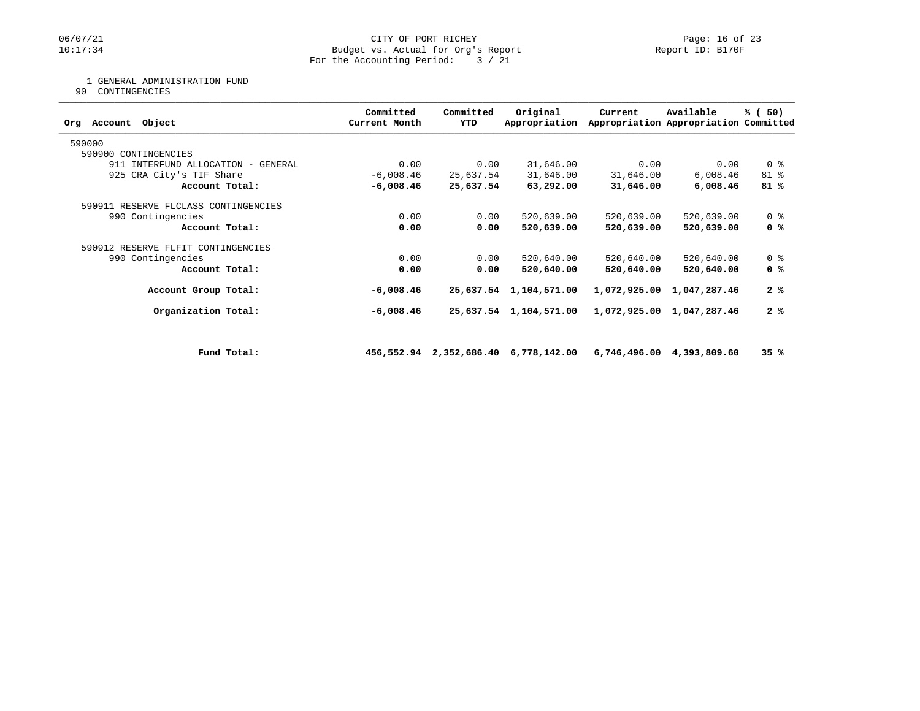CITY OF PORT RICHEY
Budget vs. Actual for Org's Report
For the Accounting Period: 3 / 21

1 GENERAL ADMINISTRATION FUND
90 CONTINGENCIES

| Org Account Object | Committed Current Month | Committed YTD | Original Appropriation | Current Appropriation | Available Appropriation | % ( 50) Committed |
|---|---|---|---|---|---|---|
| 590000 | | | | | | |
| 590900 CONTINGENCIES | | | | | | |
| 911 INTERFUND ALLOCATION - GENERAL | 0.00 | 0.00 | 31,646.00 | 0.00 | 0.00 | 0 % |
| 925 CRA City's TIF Share | -6,008.46 | 25,637.54 | 31,646.00 | 31,646.00 | 6,008.46 | 81 % |
| **Account Total:** | **-6,008.46** | **25,637.54** | **63,292.00** | **31,646.00** | **6,008.46** | **81 %** |
| 590911 RESERVE FLCLASS CONTINGENCIES | | | | | | |
| 990 Contingencies | 0.00 | 0.00 | 520,639.00 | 520,639.00 | 520,639.00 | 0 % |
| **Account Total:** | **0.00** | **0.00** | **520,639.00** | **520,639.00** | **520,639.00** | **0 %** |
| 590912 RESERVE FLFIT CONTINGENCIES | | | | | | |
| 990 Contingencies | 0.00 | 0.00 | 520,640.00 | 520,640.00 | 520,640.00 | 0 % |
| **Account Total:** | **0.00** | **0.00** | **520,640.00** | **520,640.00** | **520,640.00** | **0 %** |
| **Account Group Total:** | **-6,008.46** | **25,637.54** | **1,104,571.00** | **1,072,925.00** | **1,047,287.46** | **2 %** |
| **Organization Total:** | **-6,008.46** | **25,637.54** | **1,104,571.00** | **1,072,925.00** | **1,047,287.46** | **2 %** |
| **Fund Total:** | **456,552.94** | **2,352,686.40** | **6,778,142.00** | **6,746,496.00** | **4,393,809.60** | **35 %** |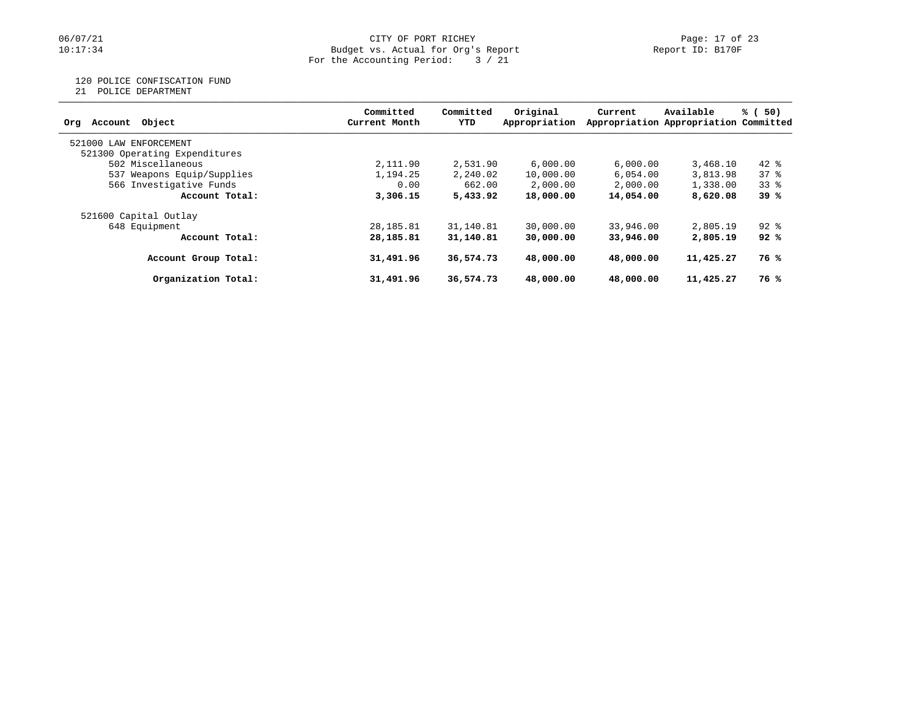CITY OF PORT RICHEY
Budget vs. Actual for Org's Report
For the Accounting Period: 3 / 21

Report ID: B170F

120 POLICE CONFISCATION FUND
21 POLICE DEPARTMENT

| Org Account Object | Committed Current Month | Committed YTD | Original Appropriation | Current Appropriation | Available Appropriation | % ( 50) Committed |
|---|---|---|---|---|---|---|
| 521000 LAW ENFORCEMENT | | | | | | |
| 521300 Operating Expenditures | | | | | | |
| 502 Miscellaneous | 2,111.90 | 2,531.90 | 6,000.00 | 6,000.00 | 3,468.10 | 42 % |
| 537 Weapons Equip/Supplies | 1,194.25 | 2,240.02 | 10,000.00 | 6,054.00 | 3,813.98 | 37 % |
| 566 Investigative Funds | 0.00 | 662.00 | 2,000.00 | 2,000.00 | 1,338.00 | 33 % |
| **Account Total:** | **3,306.15** | **5,433.92** | **18,000.00** | **14,054.00** | **8,620.08** | **39 %** |
| 521600 Capital Outlay | | | | | | |
| 648 Equipment | 28,185.81 | 31,140.81 | 30,000.00 | 33,946.00 | 2,805.19 | 92 % |
| **Account Total:** | **28,185.81** | **31,140.81** | **30,000.00** | **33,946.00** | **2,805.19** | **92 %** |
| **Account Group Total:** | **31,491.96** | **36,574.73** | **48,000.00** | **48,000.00** | **11,425.27** | **76 %** |
| **Organization Total:** | **31,491.96** | **36,574.73** | **48,000.00** | **48,000.00** | **11,425.27** | **76 %** |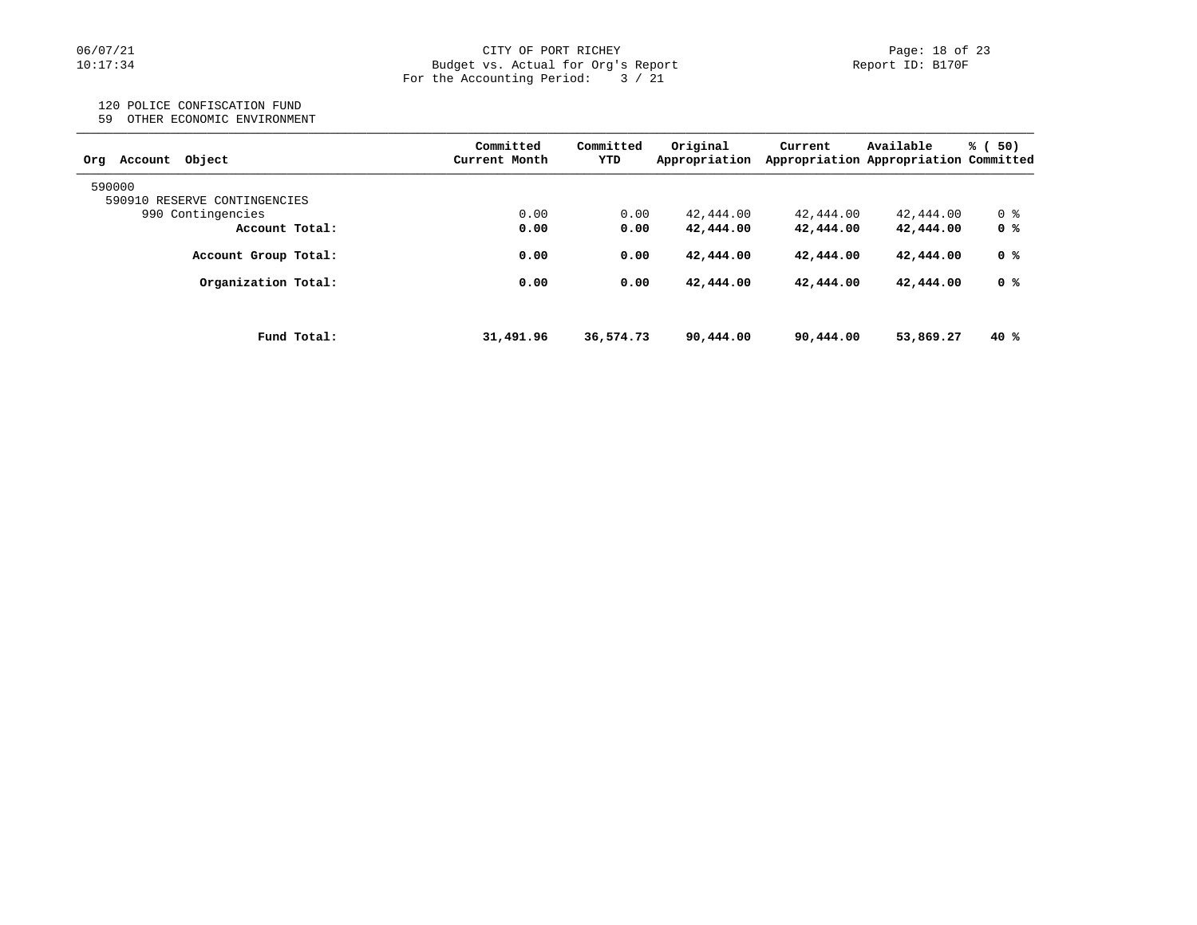CITY OF PORT RICHEY
Budget vs. Actual for Org's Report
For the Accounting Period: 3 / 21

120 POLICE CONFISCATION FUND
59 OTHER ECONOMIC ENVIRONMENT

| Org Account Object | Committed Current Month | Committed YTD | Original Appropriation | Current Appropriation | Available Appropriation | % ( 50) Committed |
|---|---|---|---|---|---|---|
| 590000 | | | | | | |
| 590910 RESERVE CONTINGENCIES | | | | | | |
| 990 Contingencies | 0.00 | 0.00 | 42,444.00 | 42,444.00 | 42,444.00 | 0 % |
| **Account Total:** | **0.00** | **0.00** | **42,444.00** | **42,444.00** | **42,444.00** | **0 %** |
| **Account Group Total:** | **0.00** | **0.00** | **42,444.00** | **42,444.00** | **42,444.00** | **0 %** |
| **Organization Total:** | **0.00** | **0.00** | **42,444.00** | **42,444.00** | **42,444.00** | **0 %** |
| **Fund Total:** | **31,491.96** | **36,574.73** | **90,444.00** | **90,444.00** | **53,869.27** | **40 %** |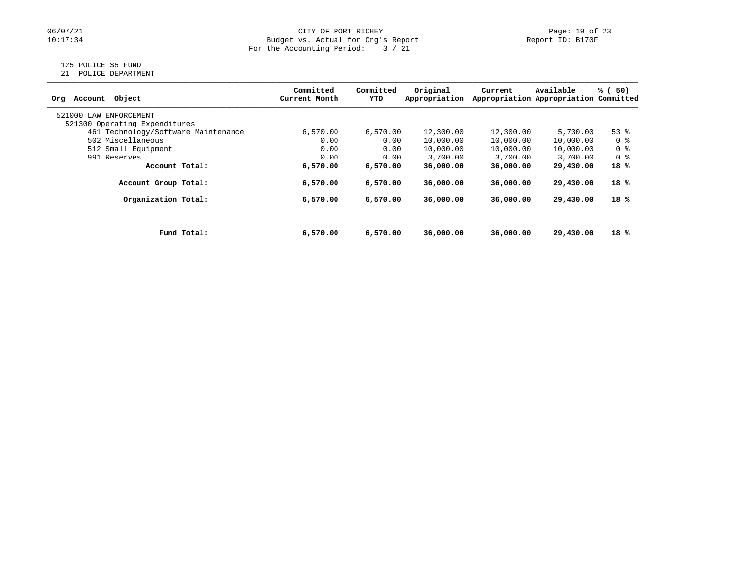CITY OF PORT RICHEY
Budget vs. Actual for Org's Report
For the Accounting Period: 3 / 21

125 POLICE $5 FUND
21 POLICE DEPARTMENT

| Org Account Object | Committed Current Month | Committed YTD | Original Appropriation | Current Appropriation | Available Appropriation | % ( 50) Committed |
|---|---|---|---|---|---|---|
| 521000 LAW ENFORCEMENT | | | | | | |
| 521300 Operating Expenditures | | | | | | |
| 461 Technology/Software Maintenance | 6,570.00 | 6,570.00 | 12,300.00 | 12,300.00 | 5,730.00 | 53 % |
| 502 Miscellaneous | 0.00 | 0.00 | 10,000.00 | 10,000.00 | 10,000.00 | 0 % |
| 512 Small Equipment | 0.00 | 0.00 | 10,000.00 | 10,000.00 | 10,000.00 | 0 % |
| 991 Reserves | 0.00 | 0.00 | 3,700.00 | 3,700.00 | 3,700.00 | 0 % |
| **Account Total:** | **6,570.00** | **6,570.00** | **36,000.00** | **36,000.00** | **29,430.00** | **18 %** |
| **Account Group Total:** | **6,570.00** | **6,570.00** | **36,000.00** | **36,000.00** | **29,430.00** | **18 %** |
| **Organization Total:** | **6,570.00** | **6,570.00** | **36,000.00** | **36,000.00** | **29,430.00** | **18 %** |
| **Fund Total:** | **6,570.00** | **6,570.00** | **36,000.00** | **36,000.00** | **29,430.00** | **18 %** |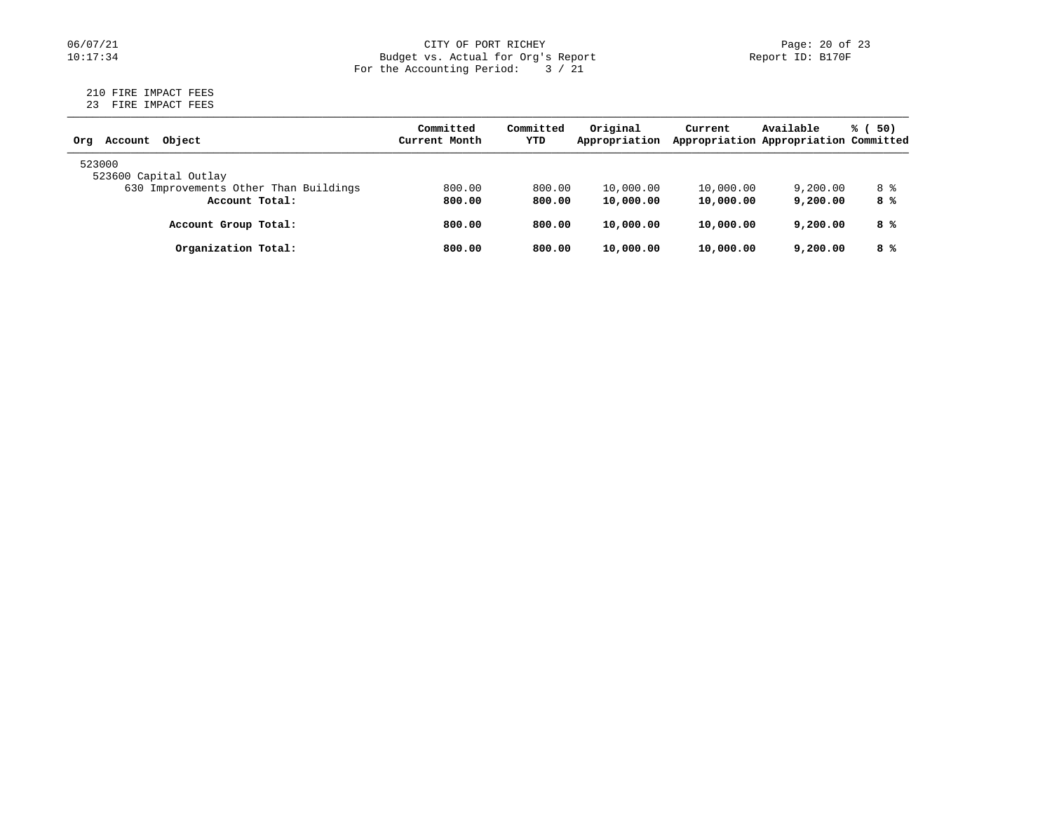CITY OF PORT RICHEY
Budget vs. Actual for Org's Report
For the Accounting Period: 3 / 21

210 FIRE IMPACT FEES
23 FIRE IMPACT FEES

| Org Account Object | Committed Current Month | Committed YTD | Original Appropriation | Current Appropriation | Available Appropriation | % ( 50) Committed |
|---|---|---|---|---|---|---|
| 523000 | | | | | | |
| 523600 Capital Outlay | | | | | | |
| 630 Improvements Other Than Buildings | 800.00 | 800.00 | 10,000.00 | 10,000.00 | 9,200.00 | 8 % |
| **Account Total:** | **800.00** | **800.00** | **10,000.00** | **10,000.00** | **9,200.00** | **8 %** |
| **Account Group Total:** | **800.00** | **800.00** | **10,000.00** | **10,000.00** | **9,200.00** | **8 %** |
| **Organization Total:** | **800.00** | **800.00** | **10,000.00** | **10,000.00** | **9,200.00** | **8 %** |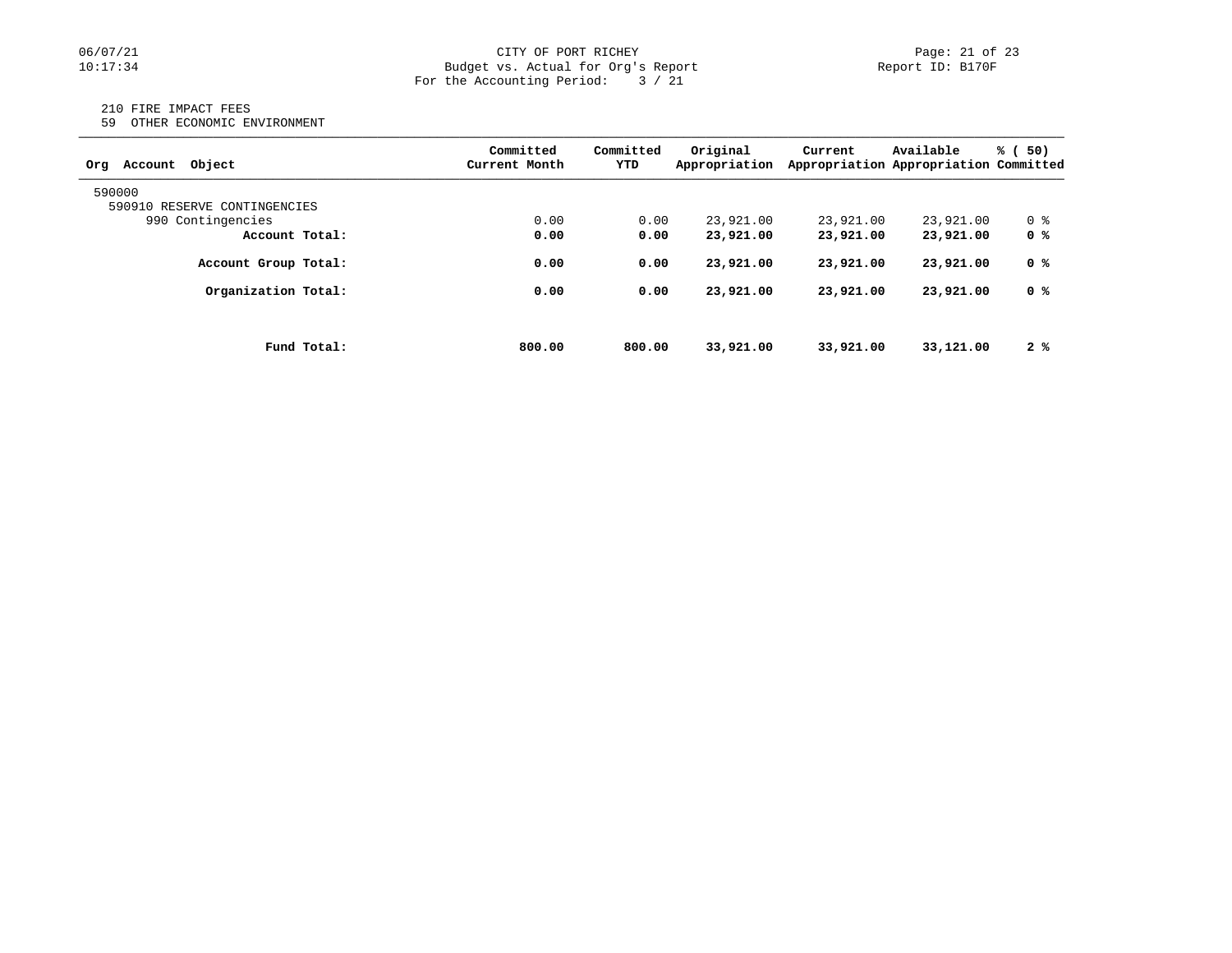CITY OF PORT RICHEY
Budget vs. Actual for Org's Report
For the Accounting Period: 3 / 21

Report ID: B170F

210 FIRE IMPACT FEES
59 OTHER ECONOMIC ENVIRONMENT

| Org Account Object | Committed Current Month | Committed YTD | Original Appropriation | Current Appropriation | Available Appropriation | % ( 50) Committed |
|---|---|---|---|---|---|---|
| 590000 | | | | | | |
| 590910 RESERVE CONTINGENCIES | | | | | | |
| 990 Contingencies | 0.00 | 0.00 | 23,921.00 | 23,921.00 | 23,921.00 | 0 % |
| **Account Total:** | **0.00** | **0.00** | **23,921.00** | **23,921.00** | **23,921.00** | **0 %** |
| **Account Group Total:** | **0.00** | **0.00** | **23,921.00** | **23,921.00** | **23,921.00** | **0 %** |
| **Organization Total:** | **0.00** | **0.00** | **23,921.00** | **23,921.00** | **23,921.00** | **0 %** |
| **Fund Total:** | **800.00** | **800.00** | **33,921.00** | **33,921.00** | **33,121.00** | **2 %** |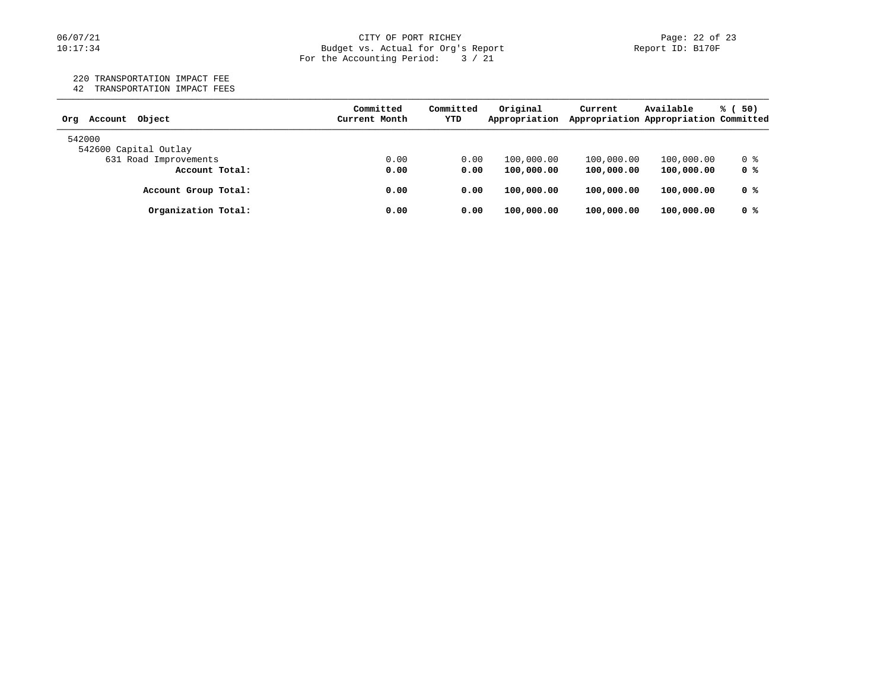220 TRANSPORTATION IMPACT FEE
42 TRANSPORTATION IMPACT FEES

| Org Account Object | Committed Current Month | Committed YTD | Original Appropriation | Current Appropriation | Available Appropriation | % ( 50) Committed |
|---|---|---|---|---|---|---|
| 542000 | | | | | | |
| 542600 Capital Outlay | | | | | | |
| 631 Road Improvements | 0.00 | 0.00 | 100,000.00 | 100,000.00 | 100,000.00 | 0 % |
| **Account Total:** | **0.00** | **0.00** | **100,000.00** | **100,000.00** | **100,000.00** | **0 %** |
| **Account Group Total:** | **0.00** | **0.00** | **100,000.00** | **100,000.00** | **100,000.00** | **0 %** |
| **Organization Total:** | **0.00** | **0.00** | **100,000.00** | **100,000.00** | **100,000.00** | **0 %** |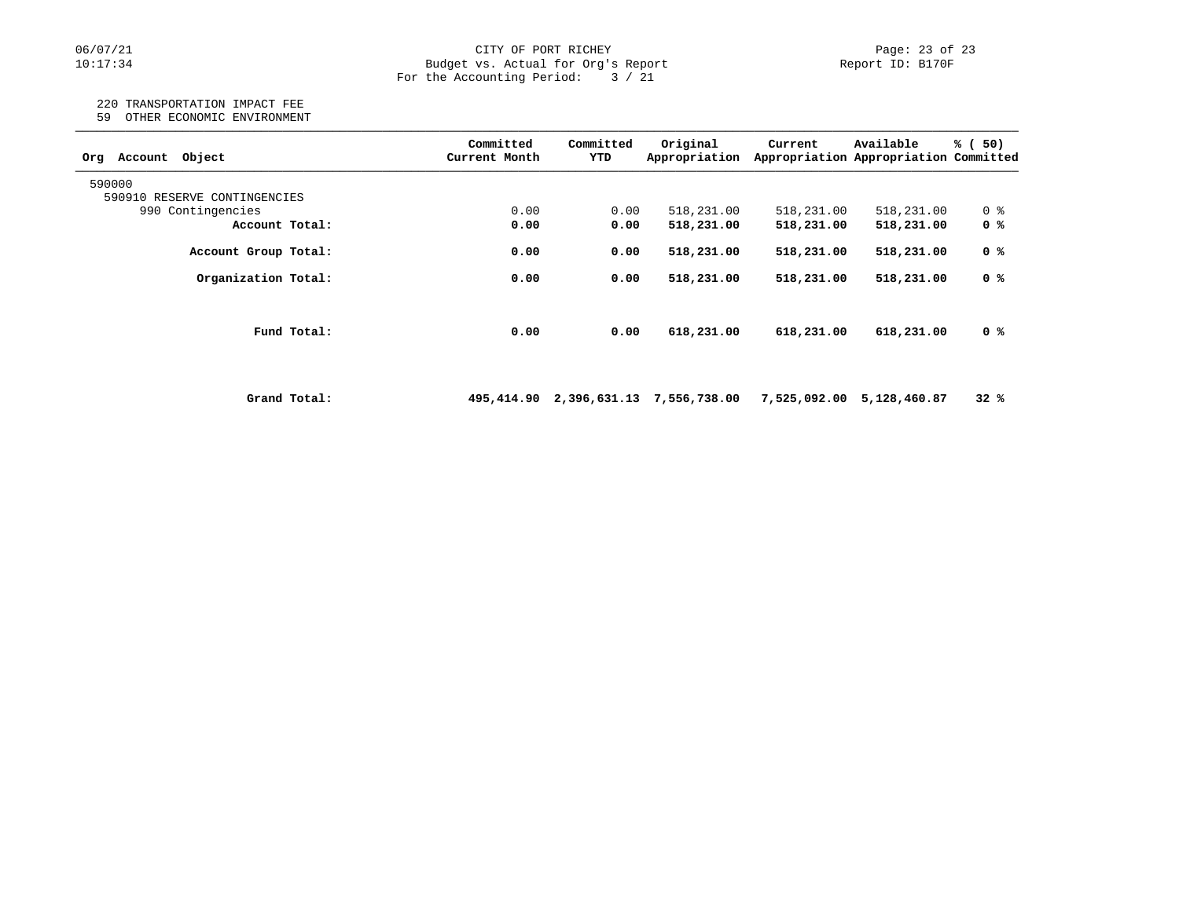CITY OF PORT RICHEY
Budget vs. Actual for Org's Report
For the Accounting Period: 3 / 21

Report ID: B170F

220 TRANSPORTATION IMPACT FEE
59 OTHER ECONOMIC ENVIRONMENT

| Org Account Object | Committed Current Month | Committed YTD | Original Appropriation | Current Appropriation | Available Appropriation | % ( 50) Committed |
|---|---|---|---|---|---|---|
| 590000 | | | | | | |
| 590910 RESERVE CONTINGENCIES | | | | | | |
| 990 Contingencies | 0.00 | 0.00 | 518,231.00 | 518,231.00 | 518,231.00 | 0 % |
| **Account Total:** | **0.00** | **0.00** | **518,231.00** | **518,231.00** | **518,231.00** | **0 %** |
| **Account Group Total:** | **0.00** | **0.00** | **518,231.00** | **518,231.00** | **518,231.00** | **0 %** |
| **Organization Total:** | **0.00** | **0.00** | **518,231.00** | **518,231.00** | **518,231.00** | **0 %** |
| **Fund Total:** | **0.00** | **0.00** | **618,231.00** | **618,231.00** | **618,231.00** | **0 %** |
| **Grand Total:** | **495,414.90** | **2,396,631.13** | **7,556,738.00** | **7,525,092.00** | **5,128,460.87** | **32 %** |